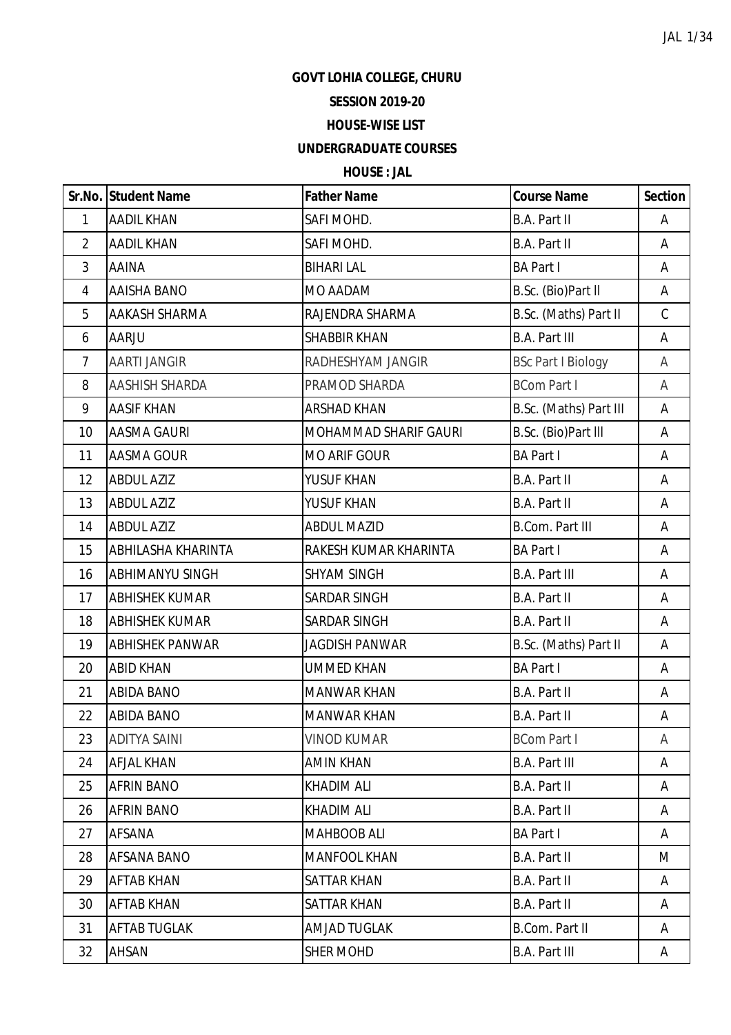**GOVT LOHIA COLLEGE, CHURU**

**SESSION 2019-20**

**HOUSE-WISE LIST**

**UNDERGRADUATE COURSES**

**HOUSE : JAL**

| Sr.No. | Student Name | Father Name | Course Name | Section |
|---|---|---|---|---|
| 1 | AADIL KHAN | SAFI MOHD. | B.A. Part II | A |
| 2 | AADIL KHAN | SAFI MOHD. | B.A. Part II | A |
| 3 | AAINA | BIHARI LAL | BA Part I | A |
| 4 | AAISHA BANO | MO AADAM | B.Sc. (Bio)Part II | A |
| 5 | AAKASH SHARMA | RAJENDRA SHARMA | B.Sc. (Maths) Part II | C |
| 6 | AARJU | SHABBIR KHAN | B.A. Part III | A |
| 7 | AARTI JANGIR | RADHESHYAM JANGIR | BSc Part I Biology | A |
| 8 | AASHISH SHARDA | PRAMOD SHARDA | BCom Part I | A |
| 9 | AASIF KHAN | ARSHAD KHAN | B.Sc. (Maths) Part III | A |
| 10 | AASMA GAURI | MOHAMMAD SHARIF GAURI | B.Sc. (Bio)Part III | A |
| 11 | AASMA GOUR | MO ARIF GOUR | BA Part I | A |
| 12 | ABDUL AZIZ | YUSUF KHAN | B.A. Part II | A |
| 13 | ABDUL AZIZ | YUSUF KHAN | B.A. Part II | A |
| 14 | ABDUL AZIZ | ABDUL MAZID | B.Com. Part III | A |
| 15 | ABHILASHA KHARINTA | RAKESH KUMAR KHARINTA | BA Part I | A |
| 16 | ABHIMANYU SINGH | SHYAM SINGH | B.A. Part III | A |
| 17 | ABHISHEK KUMAR | SARDAR SINGH | B.A. Part II | A |
| 18 | ABHISHEK KUMAR | SARDAR SINGH | B.A. Part II | A |
| 19 | ABHISHEK PANWAR | JAGDISH PANWAR | B.Sc. (Maths) Part II | A |
| 20 | ABID KHAN | UMMED KHAN | BA Part I | A |
| 21 | ABIDA BANO | MANWAR KHAN | B.A. Part II | A |
| 22 | ABIDA BANO | MANWAR KHAN | B.A. Part II | A |
| 23 | ADITYA SAINI | VINOD KUMAR | BCom Part I | A |
| 24 | AFJAL KHAN | AMIN KHAN | B.A. Part III | A |
| 25 | AFRIN BANO | KHADIM ALI | B.A. Part II | A |
| 26 | AFRIN BANO | KHADIM ALI | B.A. Part II | A |
| 27 | AFSANA | MAHBOOB ALI | BA Part I | A |
| 28 | AFSANA BANO | MANFOOL KHAN | B.A. Part II | M |
| 29 | AFTAB KHAN | SATTAR KHAN | B.A. Part II | A |
| 30 | AFTAB KHAN | SATTAR KHAN | B.A. Part II | A |
| 31 | AFTAB TUGLAK | AMJAD TUGLAK | B.Com. Part II | A |
| 32 | AHSAN | SHER MOHD | B.A. Part III | A |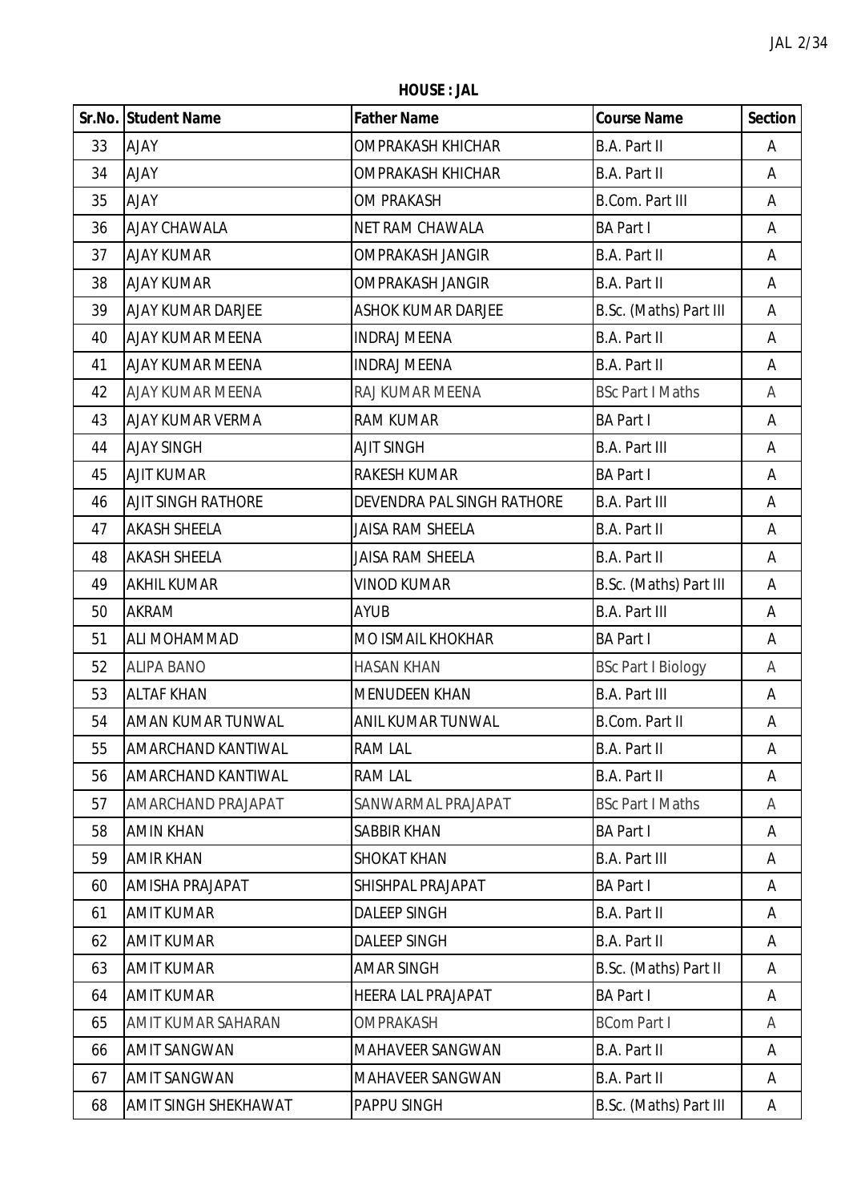**HOUSE : JAL**

| Sr.No. | Student Name | Father Name | Course Name | Section |
|---|---|---|---|---|
| 33 | AJAY | OMPRAKASH KHICHAR | B.A. Part II | A |
| 34 | AJAY | OMPRAKASH KHICHAR | B.A. Part II | A |
| 35 | AJAY | OM PRAKASH | B.Com. Part III | A |
| 36 | AJAY CHAWALA | NET RAM CHAWALA | BA Part I | A |
| 37 | AJAY KUMAR | OMPRAKASH JANGIR | B.A. Part II | A |
| 38 | AJAY KUMAR | OMPRAKASH JANGIR | B.A. Part II | A |
| 39 | AJAY KUMAR DARJEE | ASHOK KUMAR DARJEE | B.Sc. (Maths) Part III | A |
| 40 | AJAY KUMAR MEENA | INDRAJ MEENA | B.A. Part II | A |
| 41 | AJAY KUMAR MEENA | INDRAJ MEENA | B.A. Part II | A |
| 42 | AJAY KUMAR MEENA | RAJ KUMAR MEENA | BSc Part I Maths | A |
| 43 | AJAY KUMAR VERMA | RAM KUMAR | BA Part I | A |
| 44 | AJAY SINGH | AJIT SINGH | B.A. Part III | A |
| 45 | AJIT KUMAR | RAKESH KUMAR | BA Part I | A |
| 46 | AJIT SINGH RATHORE | DEVENDRA PAL SINGH RATHORE | B.A. Part III | A |
| 47 | AKASH SHEELA | JAISA RAM SHEELA | B.A. Part II | A |
| 48 | AKASH SHEELA | JAISA RAM SHEELA | B.A. Part II | A |
| 49 | AKHIL KUMAR | VINOD KUMAR | B.Sc. (Maths) Part III | A |
| 50 | AKRAM | AYUB | B.A. Part III | A |
| 51 | ALI MOHAMMAD | MO ISMAIL KHOKHAR | BA Part I | A |
| 52 | ALIPA BANO | HASAN KHAN | BSc Part I Biology | A |
| 53 | ALTAF KHAN | MENUDEEN KHAN | B.A. Part III | A |
| 54 | AMAN KUMAR TUNWAL | ANIL KUMAR TUNWAL | B.Com. Part II | A |
| 55 | AMARCHAND KANTIWAL | RAM LAL | B.A. Part II | A |
| 56 | AMARCHAND KANTIWAL | RAM LAL | B.A. Part II | A |
| 57 | AMARCHAND PRAJAPAT | SANWARMAL PRAJAPAT | BSc Part I Maths | A |
| 58 | AMIN KHAN | SABBIR KHAN | BA Part I | A |
| 59 | AMIR KHAN | SHOKAT KHAN | B.A. Part III | A |
| 60 | AMISHA PRAJAPAT | SHISHPAL PRAJAPAT | BA Part I | A |
| 61 | AMIT KUMAR | DALEEP SINGH | B.A. Part II | A |
| 62 | AMIT KUMAR | DALEEP SINGH | B.A. Part II | A |
| 63 | AMIT KUMAR | AMAR SINGH | B.Sc. (Maths) Part II | A |
| 64 | AMIT KUMAR | HEERA LAL PRAJAPAT | BA Part I | A |
| 65 | AMIT KUMAR SAHARAN | OMPRAKASH | BCom Part I | A |
| 66 | AMIT SANGWAN | MAHAVEER SANGWAN | B.A. Part II | A |
| 67 | AMIT SANGWAN | MAHAVEER SANGWAN | B.A. Part II | A |
| 68 | AMIT SINGH SHEKHAWAT | PAPPU SINGH | B.Sc. (Maths) Part III | A |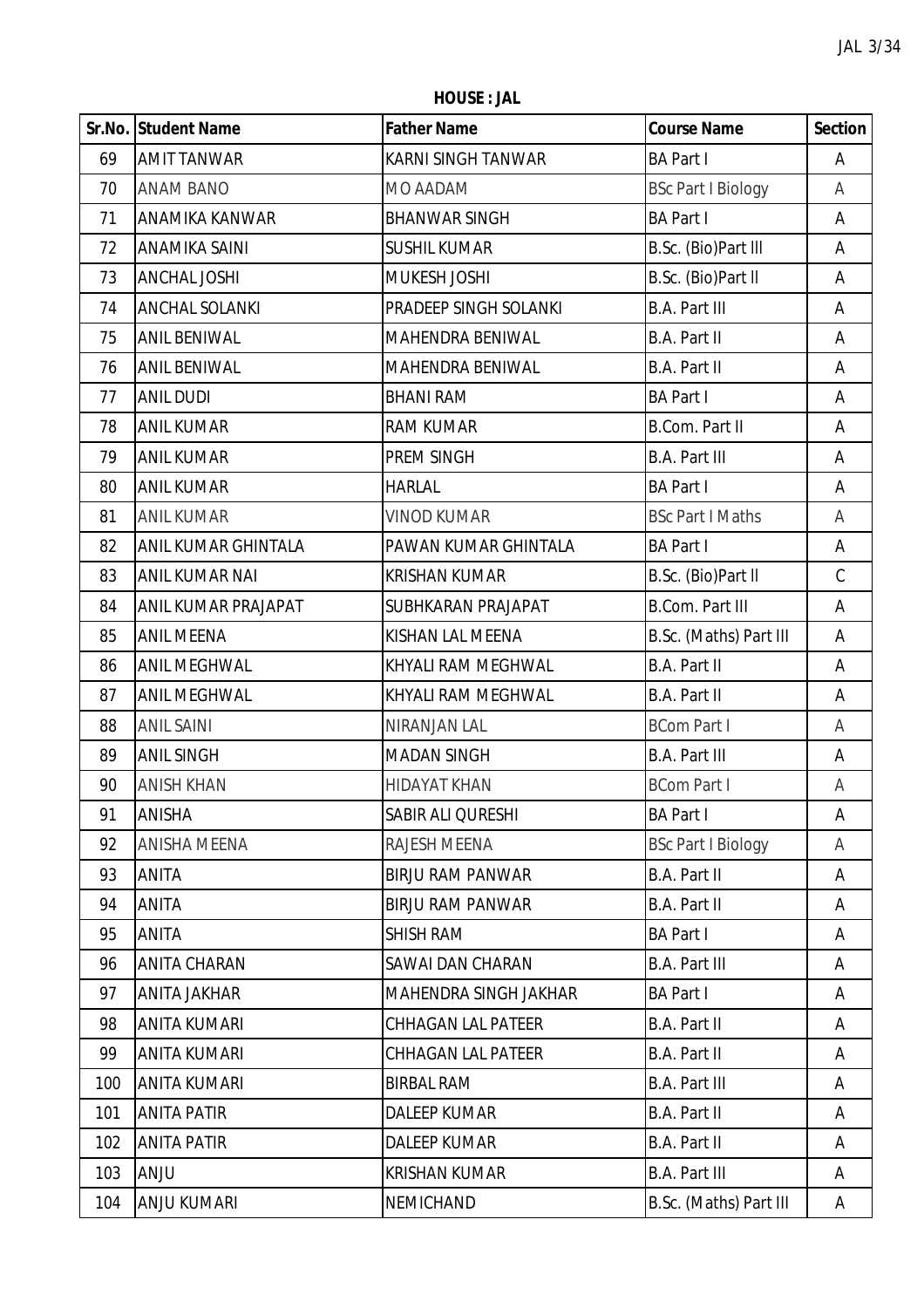**HOUSE : JAL**

| Sr.No. | Student Name | Father Name | Course Name | Section |
|---|---|---|---|---|
| 69 | AMIT TANWAR | KARNI SINGH TANWAR | BA Part I | A |
| 70 | ANAM BANO | MO AADAM | BSc Part I Biology | A |
| 71 | ANAMIKA KANWAR | BHANWAR SINGH | BA Part I | A |
| 72 | ANAMIKA SAINI | SUSHIL KUMAR | B.Sc. (Bio)Part III | A |
| 73 | ANCHAL JOSHI | MUKESH JOSHI | B.Sc. (Bio)Part II | A |
| 74 | ANCHAL SOLANKI | PRADEEP SINGH SOLANKI | B.A. Part III | A |
| 75 | ANIL BENIWAL | MAHENDRA BENIWAL | B.A. Part II | A |
| 76 | ANIL BENIWAL | MAHENDRA BENIWAL | B.A. Part II | A |
| 77 | ANIL DUDI | BHANI RAM | BA Part I | A |
| 78 | ANIL KUMAR | RAM KUMAR | B.Com. Part II | A |
| 79 | ANIL KUMAR | PREM SINGH | B.A. Part III | A |
| 80 | ANIL KUMAR | HARLAL | BA Part I | A |
| 81 | ANIL KUMAR | VINOD KUMAR | BSc Part I Maths | A |
| 82 | ANIL KUMAR GHINTALA | PAWAN KUMAR GHINTALA | BA Part I | A |
| 83 | ANIL KUMAR NAI | KRISHAN KUMAR | B.Sc. (Bio)Part II | C |
| 84 | ANIL KUMAR PRAJAPAT | SUBHKARAN PRAJAPAT | B.Com. Part III | A |
| 85 | ANIL MEENA | KISHAN LAL MEENA | B.Sc. (Maths) Part III | A |
| 86 | ANIL MEGHWAL | KHYALI RAM MEGHWAL | B.A. Part II | A |
| 87 | ANIL MEGHWAL | KHYALI RAM MEGHWAL | B.A. Part II | A |
| 88 | ANIL SAINI | NIRANJAN LAL | BCom Part I | A |
| 89 | ANIL SINGH | MADAN SINGH | B.A. Part III | A |
| 90 | ANISH KHAN | HIDAYAT KHAN | BCom Part I | A |
| 91 | ANISHA | SABIR ALI QURESHI | BA Part I | A |
| 92 | ANISHA MEENA | RAJESH MEENA | BSc Part I Biology | A |
| 93 | ANITA | BIRJU RAM PANWAR | B.A. Part II | A |
| 94 | ANITA | BIRJU RAM PANWAR | B.A. Part II | A |
| 95 | ANITA | SHISH RAM | BA Part I | A |
| 96 | ANITA CHARAN | SAWAI DAN CHARAN | B.A. Part III | A |
| 97 | ANITA JAKHAR | MAHENDRA SINGH JAKHAR | BA Part I | A |
| 98 | ANITA KUMARI | CHHAGAN LAL PATEER | B.A. Part II | A |
| 99 | ANITA KUMARI | CHHAGAN LAL PATEER | B.A. Part II | A |
| 100 | ANITA KUMARI | BIRBAL RAM | B.A. Part III | A |
| 101 | ANITA PATIR | DALEEP KUMAR | B.A. Part II | A |
| 102 | ANITA PATIR | DALEEP KUMAR | B.A. Part II | A |
| 103 | ANJU | KRISHAN KUMAR | B.A. Part III | A |
| 104 | ANJU KUMARI | NEMICHAND | B.Sc. (Maths) Part III | A |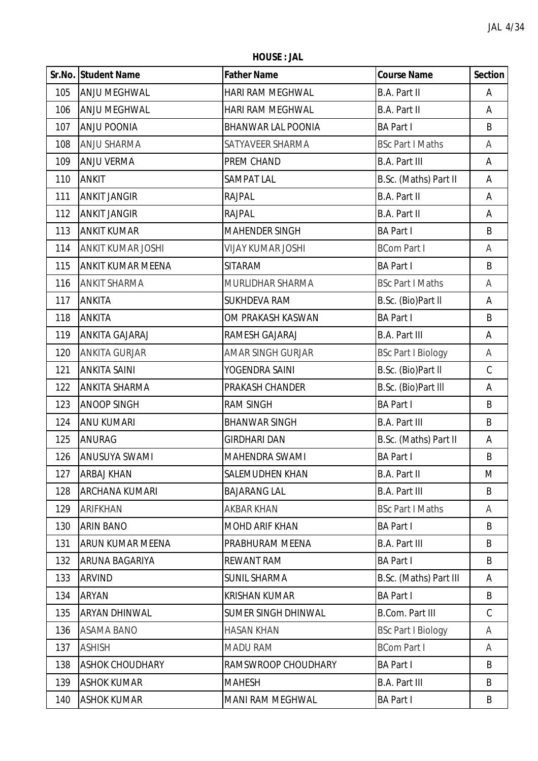**HOUSE : JAL**

| Sr.No. | Student Name | Father Name | Course Name | Section |
|---|---|---|---|---|
| 105 | ANJU MEGHWAL | HARI RAM MEGHWAL | B.A. Part II | A |
| 106 | ANJU MEGHWAL | HARI RAM MEGHWAL | B.A. Part II | A |
| 107 | ANJU POONIA | BHANWAR LAL POONIA | BA Part I | B |
| 108 | ANJU SHARMA | SATYAVEER SHARMA | BSc Part I Maths | A |
| 109 | ANJU VERMA | PREM CHAND | B.A. Part III | A |
| 110 | ANKIT | SAMPAT LAL | B.Sc. (Maths) Part II | A |
| 111 | ANKIT JANGIR | RAJPAL | B.A. Part II | A |
| 112 | ANKIT JANGIR | RAJPAL | B.A. Part II | A |
| 113 | ANKIT KUMAR | MAHENDER SINGH | BA Part I | B |
| 114 | ANKIT KUMAR JOSHI | VIJAY KUMAR JOSHI | BCom Part I | A |
| 115 | ANKIT KUMAR MEENA | SITARAM | BA Part I | B |
| 116 | ANKIT SHARMA | MURLIDHAR SHARMA | BSc Part I Maths | A |
| 117 | ANKITA | SUKHDEVA RAM | B.Sc. (Bio)Part II | A |
| 118 | ANKITA | OM PRAKASH KASWAN | BA Part I | B |
| 119 | ANKITA GAJARAJ | RAMESH GAJARAJ | B.A. Part III | A |
| 120 | ANKITA GURJAR | AMAR SINGH GURJAR | BSc Part I Biology | A |
| 121 | ANKITA SAINI | YOGENDRA SAINI | B.Sc. (Bio)Part II | C |
| 122 | ANKITA SHARMA | PRAKASH CHANDER | B.Sc. (Bio)Part III | A |
| 123 | ANOOP SINGH | RAM SINGH | BA Part I | B |
| 124 | ANU KUMARI | BHANWAR SINGH | B.A. Part III | B |
| 125 | ANURAG | GIRDHARI DAN | B.Sc. (Maths) Part II | A |
| 126 | ANUSUYA SWAMI | MAHENDRA SWAMI | BA Part I | B |
| 127 | ARBAJ KHAN | SALEMUDHEN KHAN | B.A. Part II | M |
| 128 | ARCHANA KUMARI | BAJARANG LAL | B.A. Part III | B |
| 129 | ARIFKHAN | AKBAR KHAN | BSc Part I Maths | A |
| 130 | ARIN BANO | MOHD ARIF KHAN | BA Part I | B |
| 131 | ARUN KUMAR MEENA | PRABHURAM MEENA | B.A. Part III | B |
| 132 | ARUNA BAGARIYA | REWANT RAM | BA Part I | B |
| 133 | ARVIND | SUNIL SHARMA | B.Sc. (Maths) Part III | A |
| 134 | ARYAN | KRISHAN KUMAR | BA Part I | B |
| 135 | ARYAN DHINWAL | SUMER SINGH DHINWAL | B.Com. Part III | C |
| 136 | ASAMA BANO | HASAN KHAN | BSc Part I Biology | A |
| 137 | ASHISH | MADU RAM | BCom Part I | A |
| 138 | ASHOK CHOUDHARY | RAMSWROOP CHOUDHARY | BA Part I | B |
| 139 | ASHOK KUMAR | MAHESH | B.A. Part III | B |
| 140 | ASHOK KUMAR | MANI RAM MEGHWAL | BA Part I | B |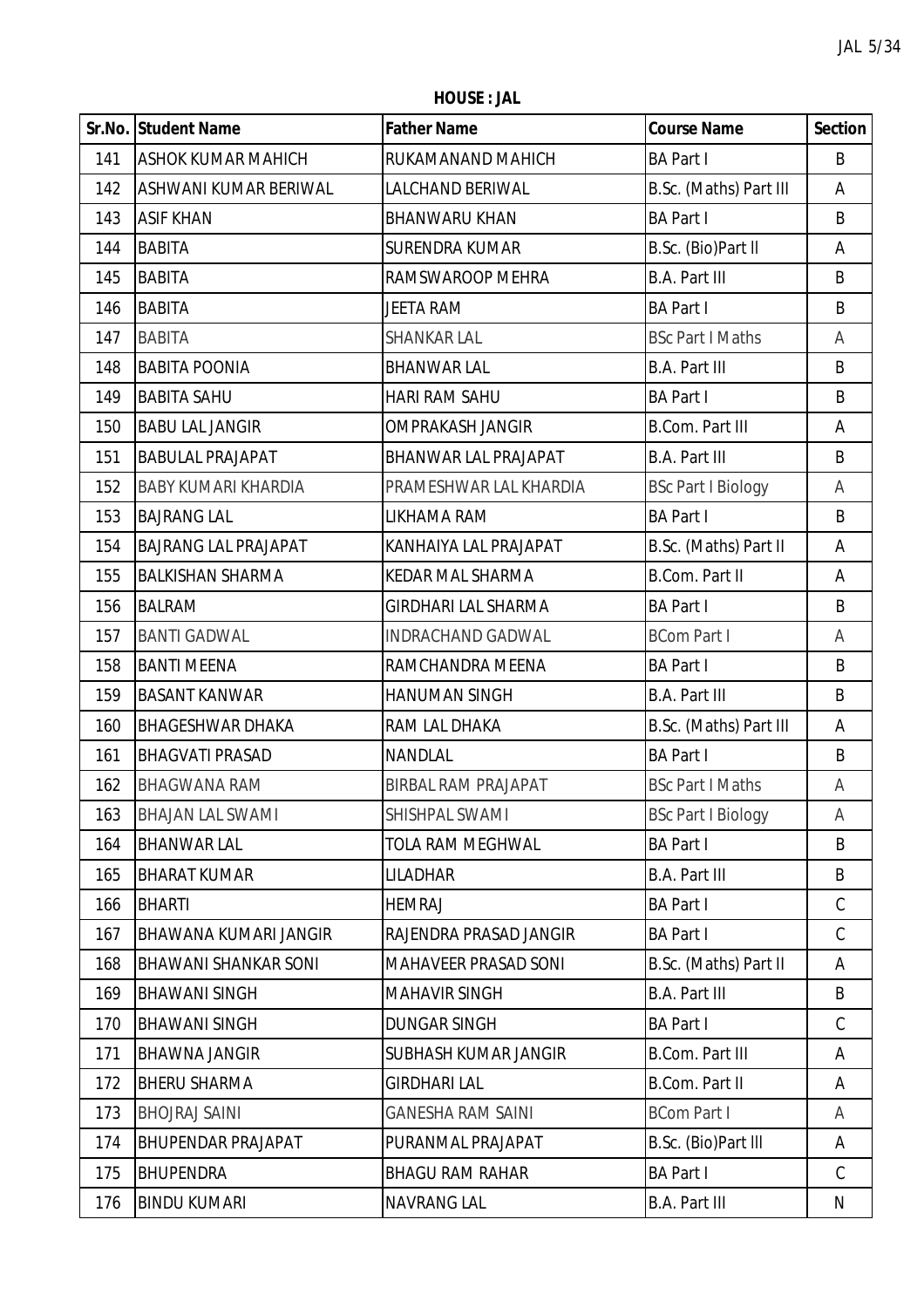**HOUSE : JAL**

| Sr.No. | Student Name | Father Name | Course Name | Section |
|---|---|---|---|---|
| 141 | ASHOK KUMAR MAHICH | RUKAMANAND MAHICH | BA Part I | B |
| 142 | ASHWANI KUMAR BERIWAL | LALCHAND BERIWAL | B.Sc. (Maths) Part III | A |
| 143 | ASIF KHAN | BHANWARU KHAN | BA Part I | B |
| 144 | BABITA | SURENDRA KUMAR | B.Sc. (Bio)Part II | A |
| 145 | BABITA | RAMSWAROOP MEHRA | B.A. Part III | B |
| 146 | BABITA | JEETA RAM | BA Part I | B |
| 147 | BABITA | SHANKAR LAL | BSc Part I Maths | A |
| 148 | BABITA POONIA | BHANWAR LAL | B.A. Part III | B |
| 149 | BABITA SAHU | HARI RAM SAHU | BA Part I | B |
| 150 | BABU LAL JANGIR | OMPRAKASH JANGIR | B.Com. Part III | A |
| 151 | BABULAL PRAJAPAT | BHANWAR LAL PRAJAPAT | B.A. Part III | B |
| 152 | BABY KUMARI KHARDIA | PRAMESHWAR LAL KHARDIA | BSc Part I Biology | A |
| 153 | BAJRANG LAL | LIKHAMA RAM | BA Part I | B |
| 154 | BAJRANG LAL PRAJAPAT | KANHAIYA LAL PRAJAPAT | B.Sc. (Maths) Part II | A |
| 155 | BALKISHAN SHARMA | KEDAR MAL SHARMA | B.Com. Part II | A |
| 156 | BALRAM | GIRDHARI LAL SHARMA | BA Part I | B |
| 157 | BANTI GADWAL | INDRACHAND GADWAL | BCom Part I | A |
| 158 | BANTI MEENA | RAMCHANDRA MEENA | BA Part I | B |
| 159 | BASANT KANWAR | HANUMAN SINGH | B.A. Part III | B |
| 160 | BHAGESHWAR DHAKA | RAM LAL DHAKA | B.Sc. (Maths) Part III | A |
| 161 | BHAGVATI PRASAD | NANDLAL | BA Part I | B |
| 162 | BHAGWANA RAM | BIRBAL RAM PRAJAPAT | BSc Part I Maths | A |
| 163 | BHAJAN LAL SWAMI | SHISHPAL SWAMI | BSc Part I Biology | A |
| 164 | BHANWAR LAL | TOLA RAM MEGHWAL | BA Part I | B |
| 165 | BHARAT KUMAR | LILADHAR | B.A. Part III | B |
| 166 | BHARTI | HEMRAJ | BA Part I | C |
| 167 | BHAWANA KUMARI JANGIR | RAJENDRA PRASAD JANGIR | BA Part I | C |
| 168 | BHAWANI SHANKAR SONI | MAHAVEER PRASAD SONI | B.Sc. (Maths) Part II | A |
| 169 | BHAWANI SINGH | MAHAVIR SINGH | B.A. Part III | B |
| 170 | BHAWANI SINGH | DUNGAR SINGH | BA Part I | C |
| 171 | BHAWNA JANGIR | SUBHASH KUMAR JANGIR | B.Com. Part III | A |
| 172 | BHERU SHARMA | GIRDHARI LAL | B.Com. Part II | A |
| 173 | BHOJRAJ SAINI | GANESHA RAM SAINI | BCom Part I | A |
| 174 | BHUPENDAR PRAJAPAT | PURANMAL PRAJAPAT | B.Sc. (Bio)Part III | A |
| 175 | BHUPENDRA | BHAGU RAM RAHAR | BA Part I | C |
| 176 | BINDU KUMARI | NAVRANG LAL | B.A. Part III | N |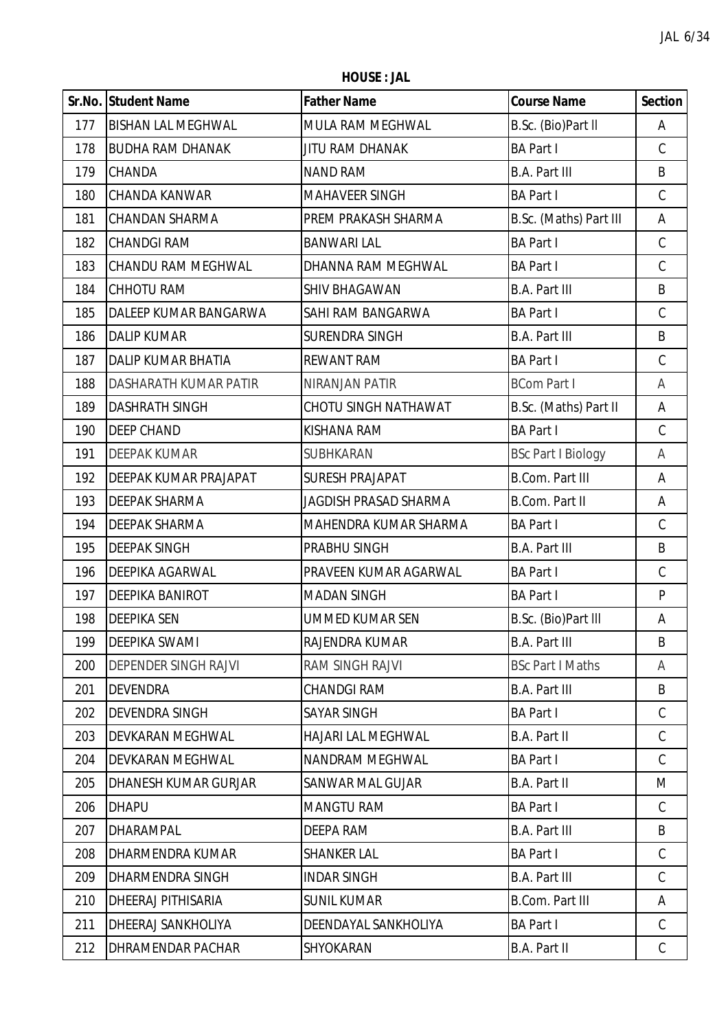**HOUSE : JAL**

| Sr.No. | Student Name | Father Name | Course Name | Section |
|---|---|---|---|---|
| 177 | BISHAN LAL MEGHWAL | MULA RAM MEGHWAL | B.Sc. (Bio)Part II | A |
| 178 | BUDHA RAM DHANAK | JITU RAM DHANAK | BA Part I | C |
| 179 | CHANDA | NAND RAM | B.A. Part III | B |
| 180 | CHANDA KANWAR | MAHAVEER SINGH | BA Part I | C |
| 181 | CHANDAN SHARMA | PREM PRAKASH SHARMA | B.Sc. (Maths) Part III | A |
| 182 | CHANDGI RAM | BANWARI LAL | BA Part I | C |
| 183 | CHANDU RAM MEGHWAL | DHANNA RAM MEGHWAL | BA Part I | C |
| 184 | CHHOTU RAM | SHIV BHAGAWAN | B.A. Part III | B |
| 185 | DALEEP KUMAR BANGARWA | SAHI RAM BANGARWA | BA Part I | C |
| 186 | DALIP KUMAR | SURENDRA SINGH | B.A. Part III | B |
| 187 | DALIP KUMAR BHATIA | REWANT RAM | BA Part I | C |
| 188 | DASHARATH KUMAR PATIR | NIRANJAN PATIR | BCom Part I | A |
| 189 | DASHRATH SINGH | CHOTU SINGH NATHAWAT | B.Sc. (Maths) Part II | A |
| 190 | DEEP CHAND | KISHANA RAM | BA Part I | C |
| 191 | DEEPAK KUMAR | SUBHKARAN | BSc Part I Biology | A |
| 192 | DEEPAK KUMAR PRAJAPAT | SURESH PRAJAPAT | B.Com. Part III | A |
| 193 | DEEPAK SHARMA | JAGDISH PRASAD SHARMA | B.Com. Part II | A |
| 194 | DEEPAK SHARMA | MAHENDRA KUMAR SHARMA | BA Part I | C |
| 195 | DEEPAK SINGH | PRABHU SINGH | B.A. Part III | B |
| 196 | DEEPIKA AGARWAL | PRAVEEN KUMAR AGARWAL | BA Part I | C |
| 197 | DEEPIKA BANIROT | MADAN SINGH | BA Part I | P |
| 198 | DEEPIKA SEN | UMMED KUMAR SEN | B.Sc. (Bio)Part III | A |
| 199 | DEEPIKA SWAMI | RAJENDRA KUMAR | B.A. Part III | B |
| 200 | DEPENDER SINGH RAJVI | RAM SINGH RAJVI | BSc Part I Maths | A |
| 201 | DEVENDRA | CHANDGI RAM | B.A. Part III | B |
| 202 | DEVENDRA SINGH | SAYAR SINGH | BA Part I | C |
| 203 | DEVKARAN MEGHWAL | HAJARI LAL MEGHWAL | B.A. Part II | C |
| 204 | DEVKARAN MEGHWAL | NANDRAM MEGHWAL | BA Part I | C |
| 205 | DHANESH KUMAR GURJAR | SANWAR MAL GUJAR | B.A. Part II | M |
| 206 | DHAPU | MANGTU RAM | BA Part I | C |
| 207 | DHARAMPAL | DEEPA RAM | B.A. Part III | B |
| 208 | DHARMENDRA KUMAR | SHANKER LAL | BA Part I | C |
| 209 | DHARMENDRA SINGH | INDAR SINGH | B.A. Part III | C |
| 210 | DHEERAJ PITHISARIA | SUNIL KUMAR | B.Com. Part III | A |
| 211 | DHEERAJ SANKHOLIYA | DEENDAYAL SANKHOLIYA | BA Part I | C |
| 212 | DHRAMENDAR PACHAR | SHYOKARAN | B.A. Part II | C |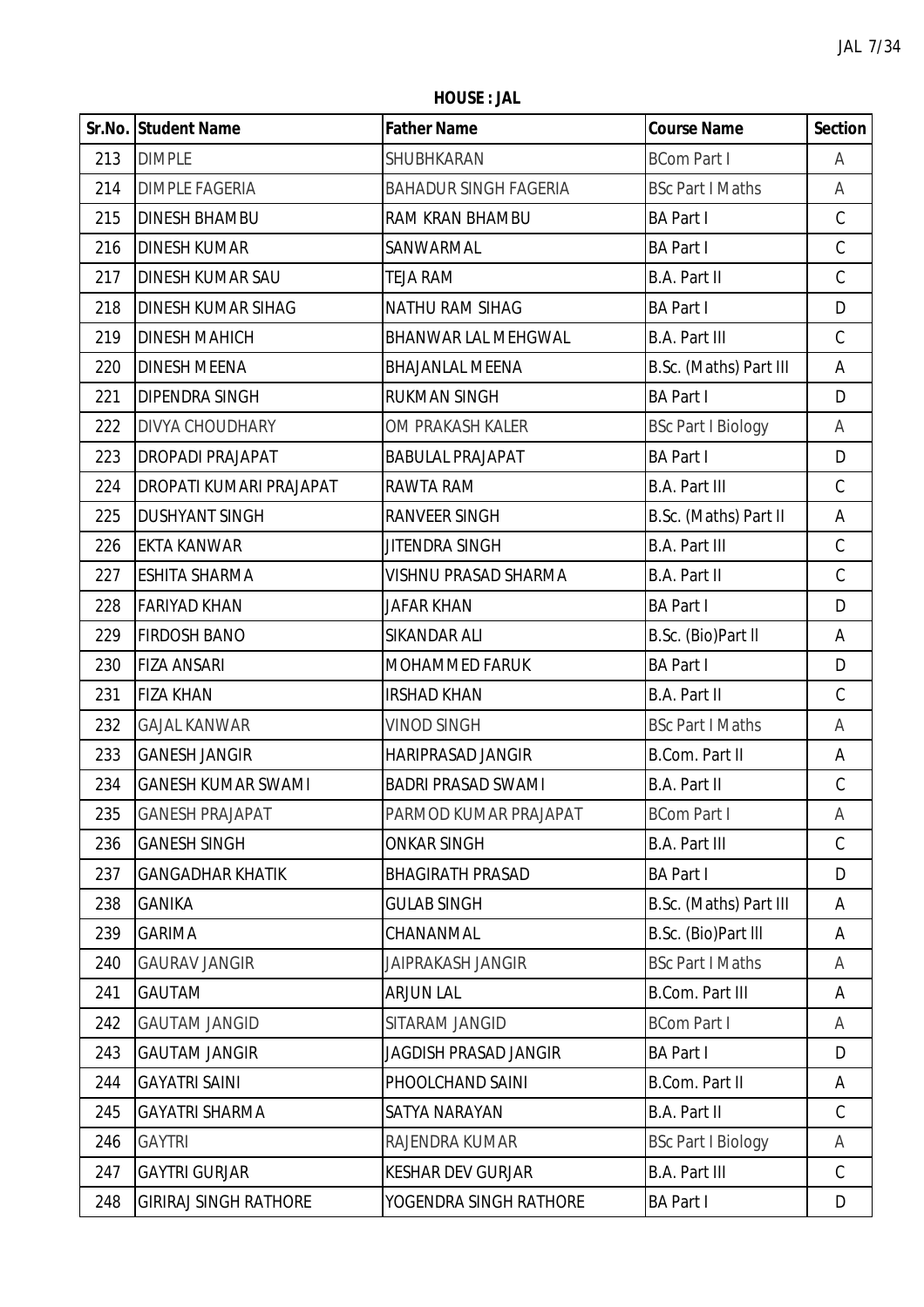**HOUSE : JAL**

| Sr.No. | Student Name | Father Name | Course Name | Section |
|---|---|---|---|---|
| 213 | DIMPLE | SHUBHKARAN | BCom Part I | A |
| 214 | DIMPLE FAGERIA | BAHADUR SINGH FAGERIA | BSc Part I Maths | A |
| 215 | DINESH BHAMBU | RAM KRAN BHAMBU | BA Part I | C |
| 216 | DINESH KUMAR | SANWARMAL | BA Part I | C |
| 217 | DINESH KUMAR SAU | TEJA RAM | B.A. Part II | C |
| 218 | DINESH KUMAR SIHAG | NATHU RAM SIHAG | BA Part I | D |
| 219 | DINESH MAHICH | BHANWAR LAL MEHGWAL | B.A. Part III | C |
| 220 | DINESH MEENA | BHAJANLAL MEENA | B.Sc. (Maths) Part III | A |
| 221 | DIPENDRA SINGH | RUKMAN SINGH | BA Part I | D |
| 222 | DIVYA CHOUDHARY | OM PRAKASH KALER | BSc Part I Biology | A |
| 223 | DROPADI PRAJAPAT | BABULAL PRAJAPAT | BA Part I | D |
| 224 | DROPATI KUMARI PRAJAPAT | RAWTA RAM | B.A. Part III | C |
| 225 | DUSHYANT SINGH | RANVEER SINGH | B.Sc. (Maths) Part II | A |
| 226 | EKTA KANWAR | JITENDRA SINGH | B.A. Part III | C |
| 227 | ESHITA SHARMA | VISHNU PRASAD SHARMA | B.A. Part II | C |
| 228 | FARIYAD KHAN | JAFAR KHAN | BA Part I | D |
| 229 | FIRDOSH BANO | SIKANDAR ALI | B.Sc. (Bio)Part II | A |
| 230 | FIZA ANSARI | MOHAMMED FARUK | BA Part I | D |
| 231 | FIZA KHAN | IRSHAD KHAN | B.A. Part II | C |
| 232 | GAJAL KANWAR | VINOD SINGH | BSc Part I Maths | A |
| 233 | GANESH JANGIR | HARIPRASAD JANGIR | B.Com. Part II | A |
| 234 | GANESH KUMAR SWAMI | BADRI PRASAD SWAMI | B.A. Part II | C |
| 235 | GANESH PRAJAPAT | PARMOD KUMAR PRAJAPAT | BCom Part I | A |
| 236 | GANESH SINGH | ONKAR SINGH | B.A. Part III | C |
| 237 | GANGADHAR KHATIK | BHAGIRATH PRASAD | BA Part I | D |
| 238 | GANIKA | GULAB SINGH | B.Sc. (Maths) Part III | A |
| 239 | GARIMA | CHANANMAL | B.Sc. (Bio)Part III | A |
| 240 | GAURAV JANGIR | JAIPRAKASH JANGIR | BSc Part I Maths | A |
| 241 | GAUTAM | ARJUN LAL | B.Com. Part III | A |
| 242 | GAUTAM JANGID | SITARAM JANGID | BCom Part I | A |
| 243 | GAUTAM JANGIR | JAGDISH PRASAD JANGIR | BA Part I | D |
| 244 | GAYATRI SAINI | PHOOLCHAND SAINI | B.Com. Part II | A |
| 245 | GAYATRI SHARMA | SATYA NARAYAN | B.A. Part II | C |
| 246 | GAYTRI | RAJENDRA KUMAR | BSc Part I Biology | A |
| 247 | GAYTRI GURJAR | KESHAR DEV GURJAR | B.A. Part III | C |
| 248 | GIRIRAJ SINGH RATHORE | YOGENDRA SINGH RATHORE | BA Part I | D |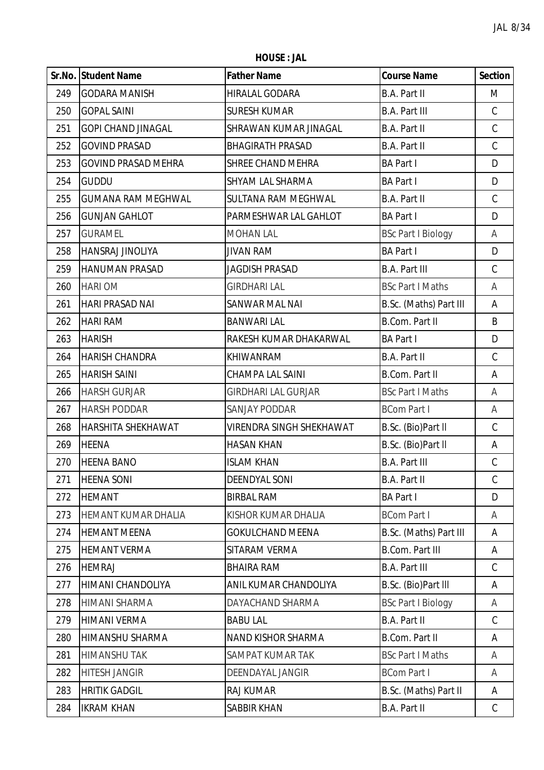**HOUSE : JAL**

| Sr.No. | Student Name | Father Name | Course Name | Section |
|---|---|---|---|---|
| 249 | GODARA MANISH | HIRALAL GODARA | B.A. Part II | M |
| 250 | GOPAL SAINI | SURESH KUMAR | B.A. Part III | C |
| 251 | GOPI CHAND JINAGAL | SHRAWAN KUMAR JINAGAL | B.A. Part II | C |
| 252 | GOVIND PRASAD | BHAGIRATH PRASAD | B.A. Part II | C |
| 253 | GOVIND PRASAD MEHRA | SHREE CHAND MEHRA | BA Part I | D |
| 254 | GUDDU | SHYAM LAL SHARMA | BA Part I | D |
| 255 | GUMANA RAM MEGHWAL | SULTANA RAM MEGHWAL | B.A. Part II | C |
| 256 | GUNJAN GAHLOT | PARMESHWAR LAL GAHLOT | BA Part I | D |
| 257 | GURAMEL | MOHAN LAL | BSc Part I Biology | A |
| 258 | HANSRAJ JINOLIYA | JIVAN RAM | BA Part I | D |
| 259 | HANUMAN PRASAD | JAGDISH PRASAD | B.A. Part III | C |
| 260 | HARI OM | GIRDHARI LAL | BSc Part I Maths | A |
| 261 | HARI PRASAD NAI | SANWAR MAL NAI | B.Sc. (Maths) Part III | A |
| 262 | HARI RAM | BANWARI LAL | B.Com. Part II | B |
| 263 | HARISH | RAKESH KUMAR DHAKARWAL | BA Part I | D |
| 264 | HARISH CHANDRA | KHIWANRAM | B.A. Part II | C |
| 265 | HARISH SAINI | CHAMPA LAL SAINI | B.Com. Part II | A |
| 266 | HARSH GURJAR | GIRDHARI LAL GURJAR | BSc Part I Maths | A |
| 267 | HARSH PODDAR | SANJAY PODDAR | BCom Part I | A |
| 268 | HARSHITA SHEKHAWAT | VIRENDRA SINGH SHEKHAWAT | B.Sc. (Bio)Part II | C |
| 269 | HEENA | HASAN KHAN | B.Sc. (Bio)Part II | A |
| 270 | HEENA BANO | ISLAM KHAN | B.A. Part III | C |
| 271 | HEENA SONI | DEENDYAL SONI | B.A. Part II | C |
| 272 | HEMANT | BIRBAL RAM | BA Part I | D |
| 273 | HEMANT KUMAR DHALIA | KISHOR KUMAR DHALIA | BCom Part I | A |
| 274 | HEMANT MEENA | GOKULCHAND MEENA | B.Sc. (Maths) Part III | A |
| 275 | HEMANT VERMA | SITARAM VERMA | B.Com. Part III | A |
| 276 | HEMRAJ | BHAIRA RAM | B.A. Part III | C |
| 277 | HIMANI CHANDOLIYA | ANIL KUMAR CHANDOLIYA | B.Sc. (Bio)Part III | A |
| 278 | HIMANI SHARMA | DAYACHAND SHARMA | BSc Part I Biology | A |
| 279 | HIMANI VERMA | BABU LAL | B.A. Part II | C |
| 280 | HIMANSHU SHARMA | NAND KISHOR SHARMA | B.Com. Part II | A |
| 281 | HIMANSHU TAK | SAMPAT KUMAR TAK | BSc Part I Maths | A |
| 282 | HITESH JANGIR | DEENDAYAL JANGIR | BCom Part I | A |
| 283 | HRITIK GADGIL | RAJ KUMAR | B.Sc. (Maths) Part II | A |
| 284 | IKRAM KHAN | SABBIR KHAN | B.A. Part II | C |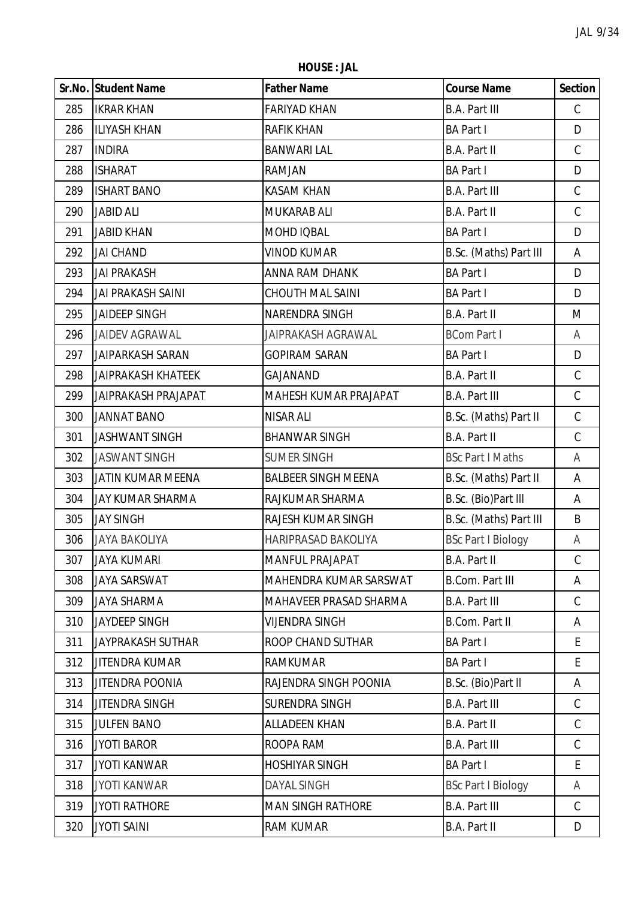**HOUSE : JAL**

| Sr.No. | Student Name | Father Name | Course Name | Section |
|---|---|---|---|---|
| 285 | IKRAR KHAN | FARIYAD KHAN | B.A. Part III | C |
| 286 | ILIYASH KHAN | RAFIK KHAN | BA Part I | D |
| 287 | INDIRA | BANWARI LAL | B.A. Part II | C |
| 288 | ISHARAT | RAMJAN | BA Part I | D |
| 289 | ISHART BANO | KASAM KHAN | B.A. Part III | C |
| 290 | JABID ALI | MUKARAB ALI | B.A. Part II | C |
| 291 | JABID KHAN | MOHD IQBAL | BA Part I | D |
| 292 | JAI CHAND | VINOD KUMAR | B.Sc. (Maths) Part III | A |
| 293 | JAI PRAKASH | ANNA RAM DHANK | BA Part I | D |
| 294 | JAI PRAKASH SAINI | CHOUTH MAL SAINI | BA Part I | D |
| 295 | JAIDEEP SINGH | NARENDRA SINGH | B.A. Part II | M |
| 296 | JAIDEV AGRAWAL | JAIPRAKASH AGRAWAL | BCom Part I | A |
| 297 | JAIPARKASH SARAN | GOPIRAM SARAN | BA Part I | D |
| 298 | JAIPRAKASH KHATEEK | GAJANAND | B.A. Part II | C |
| 299 | JAIPRAKASH PRAJAPAT | MAHESH KUMAR PRAJAPAT | B.A. Part III | C |
| 300 | JANNAT BANO | NISAR ALI | B.Sc. (Maths) Part II | C |
| 301 | JASHWANT SINGH | BHANWAR SINGH | B.A. Part II | C |
| 302 | JASWANT SINGH | SUMER SINGH | BSc Part I Maths | A |
| 303 | JATIN KUMAR MEENA | BALBEER SINGH MEENA | B.Sc. (Maths) Part II | A |
| 304 | JAY KUMAR SHARMA | RAJKUMAR SHARMA | B.Sc. (Bio)Part III | A |
| 305 | JAY SINGH | RAJESH KUMAR SINGH | B.Sc. (Maths) Part III | B |
| 306 | JAYA BAKOLIYA | HARIPRASAD BAKOLIYA | BSc Part I Biology | A |
| 307 | JAYA KUMARI | MANFUL PRAJAPAT | B.A. Part II | C |
| 308 | JAYA SARSWAT | MAHENDRA KUMAR SARSWAT | B.Com. Part III | A |
| 309 | JAYA SHARMA | MAHAVEER PRASAD SHARMA | B.A. Part III | C |
| 310 | JAYDEEP SINGH | VIJENDRA SINGH | B.Com. Part II | A |
| 311 | JAYPRAKASH SUTHAR | ROOP CHAND SUTHAR | BA Part I | E |
| 312 | JITENDRA KUMAR | RAMKUMAR | BA Part I | E |
| 313 | JITENDRA POONIA | RAJENDRA SINGH POONIA | B.Sc. (Bio)Part II | A |
| 314 | JITENDRA SINGH | SURENDRA SINGH | B.A. Part III | C |
| 315 | JULFEN BANO | ALLADEEN KHAN | B.A. Part II | C |
| 316 | JYOTI BAROR | ROOPA RAM | B.A. Part III | C |
| 317 | JYOTI KANWAR | HOSHIYAR SINGH | BA Part I | E |
| 318 | JYOTI KANWAR | DAYAL SINGH | BSc Part I Biology | A |
| 319 | JYOTI RATHORE | MAN SINGH RATHORE | B.A. Part III | C |
| 320 | JYOTI SAINI | RAM KUMAR | B.A. Part II | D |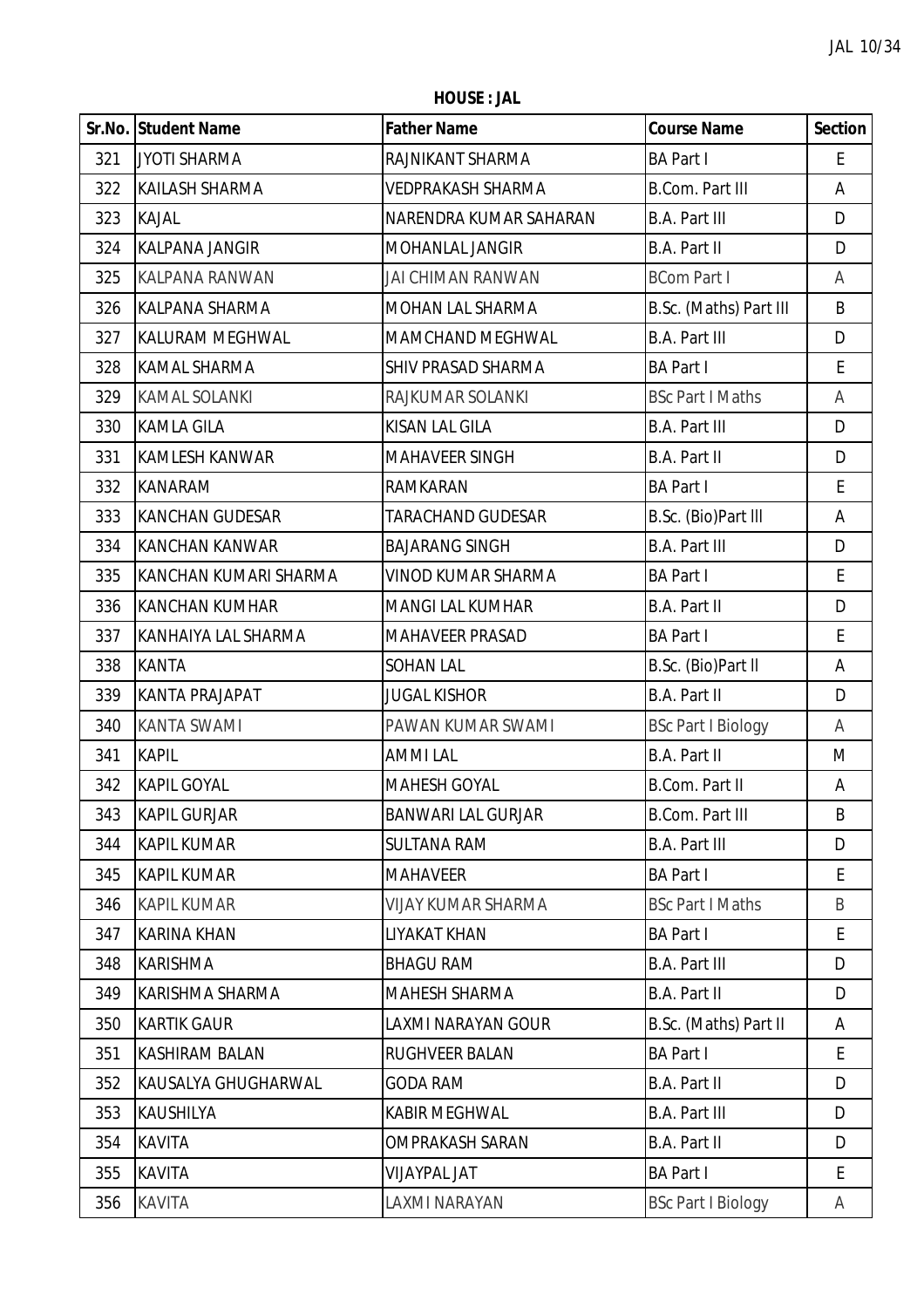**HOUSE : JAL**

| Sr.No. | Student Name | Father Name | Course Name | Section |
|---|---|---|---|---|
| 321 | JYOTI SHARMA | RAJNIKANT SHARMA | BA Part I | E |
| 322 | KAILASH SHARMA | VEDPRAKASH SHARMA | B.Com. Part III | A |
| 323 | KAJAL | NARENDRA KUMAR SAHARAN | B.A. Part III | D |
| 324 | KALPANA JANGIR | MOHANLAL JANGIR | B.A. Part II | D |
| 325 | KALPANA RANWAN | JAI CHIMAN RANWAN | BCom Part I | A |
| 326 | KALPANA SHARMA | MOHAN LAL SHARMA | B.Sc. (Maths) Part III | B |
| 327 | KALURAM MEGHWAL | MAMCHAND MEGHWAL | B.A. Part III | D |
| 328 | KAMAL SHARMA | SHIV PRASAD SHARMA | BA Part I | E |
| 329 | KAMAL SOLANKI | RAJKUMAR SOLANKI | BSc Part I Maths | A |
| 330 | KAMLA GILA | KISAN LAL GILA | B.A. Part III | D |
| 331 | KAMLESH KANWAR | MAHAVEER SINGH | B.A. Part II | D |
| 332 | KANARAM | RAMKARAN | BA Part I | E |
| 333 | KANCHAN GUDESAR | TARACHAND GUDESAR | B.Sc. (Bio)Part III | A |
| 334 | KANCHAN KANWAR | BAJARANG SINGH | B.A. Part III | D |
| 335 | KANCHAN KUMARI SHARMA | VINOD KUMAR SHARMA | BA Part I | E |
| 336 | KANCHAN KUMHAR | MANGI LAL KUMHAR | B.A. Part II | D |
| 337 | KANHAIYA LAL SHARMA | MAHAVEER PRASAD | BA Part I | E |
| 338 | KANTA | SOHAN LAL | B.Sc. (Bio)Part II | A |
| 339 | KANTA PRAJAPAT | JUGAL KISHOR | B.A. Part II | D |
| 340 | KANTA SWAMI | PAWAN KUMAR SWAMI | BSc Part I Biology | A |
| 341 | KAPIL | AMMI LAL | B.A. Part II | M |
| 342 | KAPIL GOYAL | MAHESH GOYAL | B.Com. Part II | A |
| 343 | KAPIL GURJAR | BANWARI LAL GURJAR | B.Com. Part III | B |
| 344 | KAPIL KUMAR | SULTANA RAM | B.A. Part III | D |
| 345 | KAPIL KUMAR | MAHAVEER | BA Part I | E |
| 346 | KAPIL KUMAR | VIJAY KUMAR SHARMA | BSc Part I Maths | B |
| 347 | KARINA KHAN | LIYAKAT KHAN | BA Part I | E |
| 348 | KARISHMA | BHAGU RAM | B.A. Part III | D |
| 349 | KARISHMA SHARMA | MAHESH SHARMA | B.A. Part II | D |
| 350 | KARTIK GAUR | LAXMI NARAYAN GOUR | B.Sc. (Maths) Part II | A |
| 351 | KASHIRAM BALAN | RUGHVEER BALAN | BA Part I | E |
| 352 | KAUSALYA GHUGHARWAL | GODA RAM | B.A. Part II | D |
| 353 | KAUSHILYA | KABIR MEGHWAL | B.A. Part III | D |
| 354 | KAVITA | OMPRAKASH SARAN | B.A. Part II | D |
| 355 | KAVITA | VIJAYPAL JAT | BA Part I | E |
| 356 | KAVITA | LAXMI NARAYAN | BSc Part I Biology | A |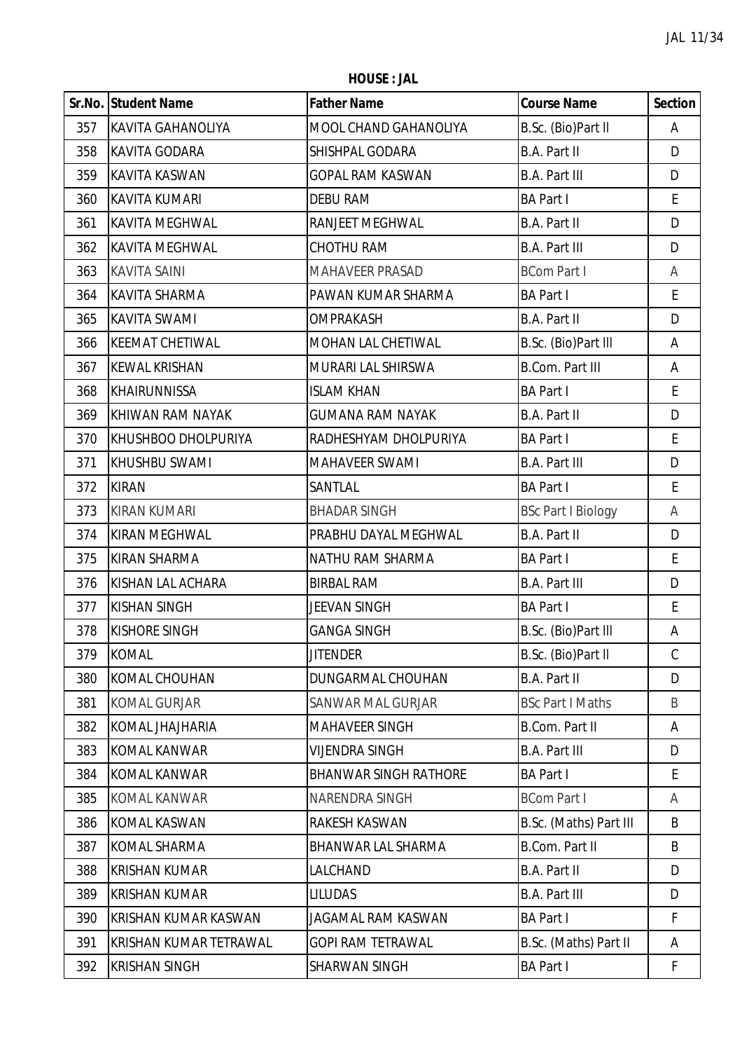**HOUSE : JAL**

| Sr.No. | Student Name | Father Name | Course Name | Section |
|---|---|---|---|---|
| 357 | KAVITA GAHANOLIYA | MOOL CHAND GAHANOLIYA | B.Sc. (Bio)Part II | A |
| 358 | KAVITA GODARA | SHISHPAL GODARA | B.A. Part II | D |
| 359 | KAVITA KASWAN | GOPAL RAM KASWAN | B.A. Part III | D |
| 360 | KAVITA KUMARI | DEBU RAM | BA Part I | E |
| 361 | KAVITA MEGHWAL | RANJEET MEGHWAL | B.A. Part II | D |
| 362 | KAVITA MEGHWAL | CHOTHU RAM | B.A. Part III | D |
| 363 | KAVITA SAINI | MAHAVEER PRASAD | BCom Part I | A |
| 364 | KAVITA SHARMA | PAWAN KUMAR SHARMA | BA Part I | E |
| 365 | KAVITA SWAMI | OMPRAKASH | B.A. Part II | D |
| 366 | KEEMAT CHETIWAL | MOHAN LAL CHETIWAL | B.Sc. (Bio)Part III | A |
| 367 | KEWAL KRISHAN | MURARI LAL SHIRSWA | B.Com. Part III | A |
| 368 | KHAIRUNNISSA | ISLAM KHAN | BA Part I | E |
| 369 | KHIWAN RAM NAYAK | GUMANA RAM NAYAK | B.A. Part II | D |
| 370 | KHUSHBOO DHOLPURIYA | RADHESHYAM DHOLPURIYA | BA Part I | E |
| 371 | KHUSHBU SWAMI | MAHAVEER SWAMI | B.A. Part III | D |
| 372 | KIRAN | SANTLAL | BA Part I | E |
| 373 | KIRAN KUMARI | BHADAR SINGH | BSc Part I Biology | A |
| 374 | KIRAN MEGHWAL | PRABHU DAYAL MEGHWAL | B.A. Part II | D |
| 375 | KIRAN SHARMA | NATHU RAM SHARMA | BA Part I | E |
| 376 | KISHAN LAL ACHARA | BIRBAL RAM | B.A. Part III | D |
| 377 | KISHAN SINGH | JEEVAN SINGH | BA Part I | E |
| 378 | KISHORE SINGH | GANGA SINGH | B.Sc. (Bio)Part III | A |
| 379 | KOMAL | JITENDER | B.Sc. (Bio)Part II | C |
| 380 | KOMAL CHOUHAN | DUNGARMAL CHOUHAN | B.A. Part II | D |
| 381 | KOMAL GURJAR | SANWAR MAL GURJAR | BSc Part I Maths | B |
| 382 | KOMAL JHAJHARIA | MAHAVEER SINGH | B.Com. Part II | A |
| 383 | KOMAL KANWAR | VIJENDRA SINGH | B.A. Part III | D |
| 384 | KOMAL KANWAR | BHANWAR SINGH RATHORE | BA Part I | E |
| 385 | KOMAL KANWAR | NARENDRA SINGH | BCom Part I | A |
| 386 | KOMAL KASWAN | RAKESH KASWAN | B.Sc. (Maths) Part III | B |
| 387 | KOMAL SHARMA | BHANWAR LAL SHARMA | B.Com. Part II | B |
| 388 | KRISHAN KUMAR | LALCHAND | B.A. Part II | D |
| 389 | KRISHAN KUMAR | LILUDAS | B.A. Part III | D |
| 390 | KRISHAN KUMAR KASWAN | JAGAMAL RAM KASWAN | BA Part I | F |
| 391 | KRISHAN KUMAR TETRAWAL | GOPI RAM TETRAWAL | B.Sc. (Maths) Part II | A |
| 392 | KRISHAN SINGH | SHARWAN SINGH | BA Part I | F |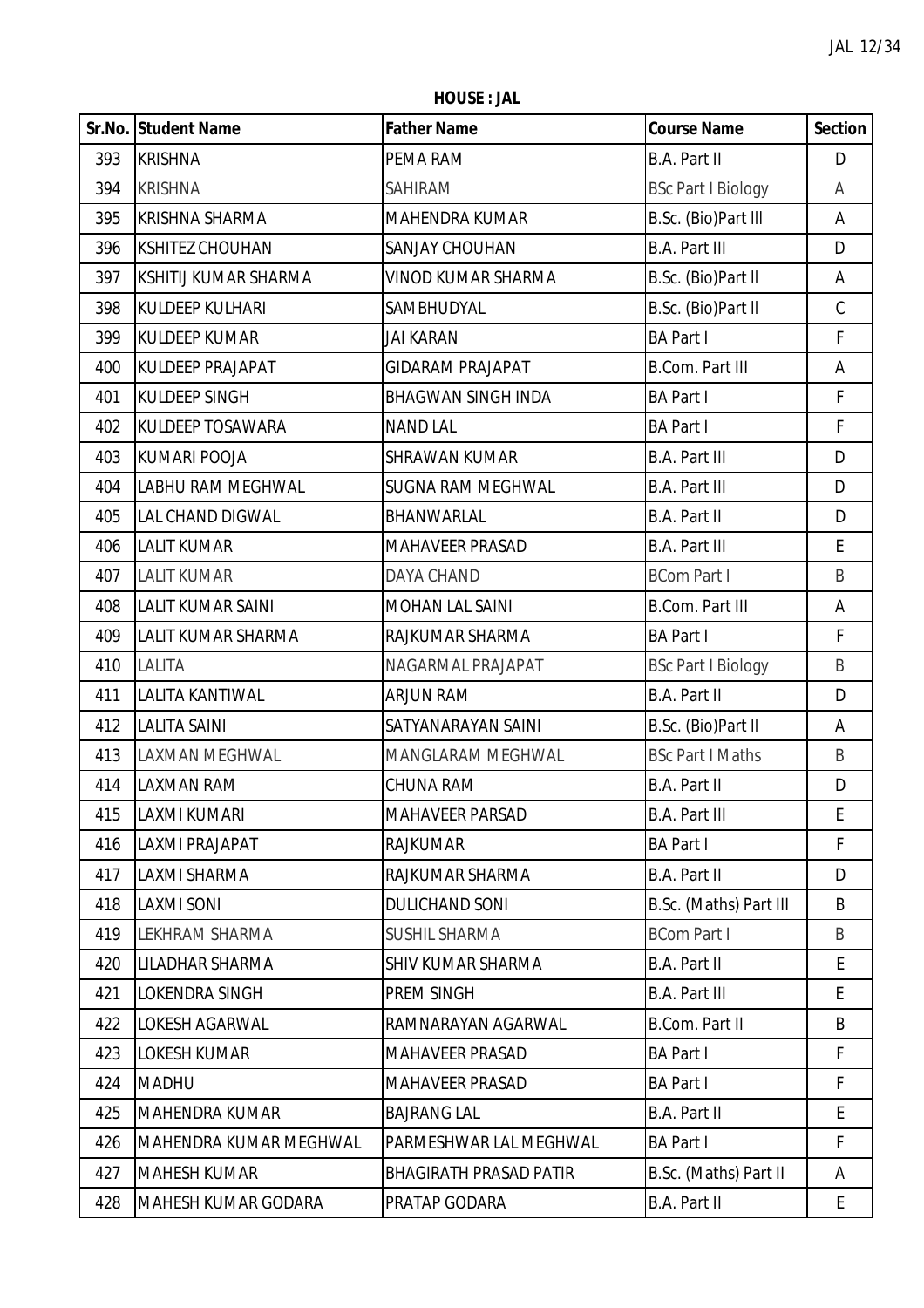**HOUSE : JAL**

| Sr.No. | Student Name | Father Name | Course Name | Section |
|---|---|---|---|---|
| 393 | KRISHNA | PEMA RAM | B.A. Part II | D |
| 394 | KRISHNA | SAHIRAM | BSc Part I Biology | A |
| 395 | KRISHNA SHARMA | MAHENDRA KUMAR | B.Sc. (Bio)Part III | A |
| 396 | KSHITEZ CHOUHAN | SANJAY CHOUHAN | B.A. Part III | D |
| 397 | KSHITIJ KUMAR SHARMA | VINOD KUMAR SHARMA | B.Sc. (Bio)Part II | A |
| 398 | KULDEEP KULHARI | SAMBHUDYAL | B.Sc. (Bio)Part II | C |
| 399 | KULDEEP KUMAR | JAI KARAN | BA Part I | F |
| 400 | KULDEEP PRAJAPAT | GIDARAM PRAJAPAT | B.Com. Part III | A |
| 401 | KULDEEP SINGH | BHAGWAN SINGH INDA | BA Part I | F |
| 402 | KULDEEP TOSAWARA | NAND LAL | BA Part I | F |
| 403 | KUMARI POOJA | SHRAWAN KUMAR | B.A. Part III | D |
| 404 | LABHU RAM MEGHWAL | SUGNA RAM MEGHWAL | B.A. Part III | D |
| 405 | LAL CHAND DIGWAL | BHANWARLAL | B.A. Part II | D |
| 406 | LALIT KUMAR | MAHAVEER PRASAD | B.A. Part III | E |
| 407 | LALIT KUMAR | DAYA CHAND | BCom Part I | B |
| 408 | LALIT KUMAR SAINI | MOHAN LAL SAINI | B.Com. Part III | A |
| 409 | LALIT KUMAR SHARMA | RAJKUMAR SHARMA | BA Part I | F |
| 410 | LALITA | NAGARMAL PRAJAPAT | BSc Part I Biology | B |
| 411 | LALITA KANTIWAL | ARJUN RAM | B.A. Part II | D |
| 412 | LALITA SAINI | SATYANARAYAN SAINI | B.Sc. (Bio)Part II | A |
| 413 | LAXMAN MEGHWAL | MANGLARAM MEGHWAL | BSc Part I Maths | B |
| 414 | LAXMAN RAM | CHUNA RAM | B.A. Part II | D |
| 415 | LAXMI KUMARI | MAHAVEER PARSAD | B.A. Part III | E |
| 416 | LAXMI PRAJAPAT | RAJKUMAR | BA Part I | F |
| 417 | LAXMI SHARMA | RAJKUMAR SHARMA | B.A. Part II | D |
| 418 | LAXMI SONI | DULICHAND SONI | B.Sc. (Maths) Part III | B |
| 419 | LEKHRAM SHARMA | SUSHIL SHARMA | BCom Part I | B |
| 420 | LILADHAR SHARMA | SHIV KUMAR SHARMA | B.A. Part II | E |
| 421 | LOKENDRA SINGH | PREM SINGH | B.A. Part III | E |
| 422 | LOKESH AGARWAL | RAMNARAYAN AGARWAL | B.Com. Part II | B |
| 423 | LOKESH KUMAR | MAHAVEER PRASAD | BA Part I | F |
| 424 | MADHU | MAHAVEER PRASAD | BA Part I | F |
| 425 | MAHENDRA KUMAR | BAJRANG LAL | B.A. Part II | E |
| 426 | MAHENDRA KUMAR MEGHWAL | PARMESHWAR LAL MEGHWAL | BA Part I | F |
| 427 | MAHESH KUMAR | BHAGIRATH PRASAD PATIR | B.Sc. (Maths) Part II | A |
| 428 | MAHESH KUMAR GODARA | PRATAP GODARA | B.A. Part II | E |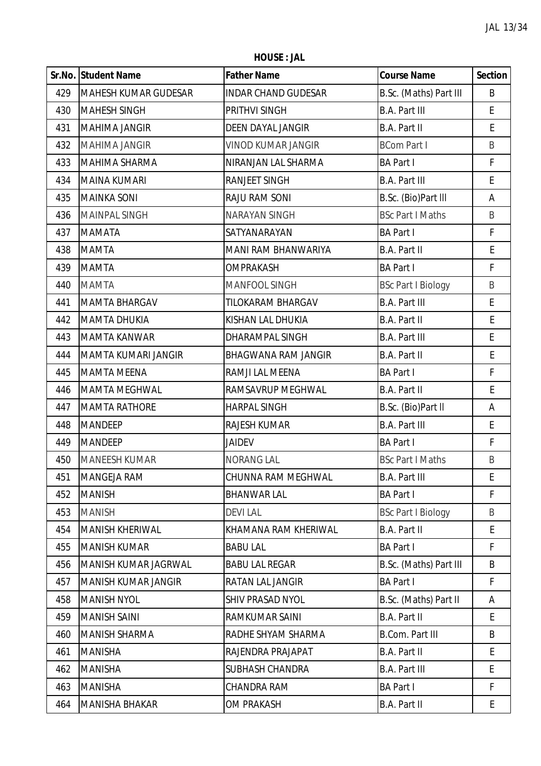**HOUSE : JAL**

| Sr.No. | Student Name | Father Name | Course Name | Section |
|---|---|---|---|---|
| 429 | MAHESH KUMAR GUDESAR | INDAR CHAND GUDESAR | B.Sc. (Maths) Part III | B |
| 430 | MAHESH SINGH | PRITHVI SINGH | B.A. Part III | E |
| 431 | MAHIMA JANGIR | DEEN DAYAL JANGIR | B.A. Part II | E |
| 432 | MAHIMA JANGIR | VINOD KUMAR JANGIR | BCom Part I | B |
| 433 | MAHIMA SHARMA | NIRANJAN LAL SHARMA | BA Part I | F |
| 434 | MAINA KUMARI | RANJEET SINGH | B.A. Part III | E |
| 435 | MAINKA SONI | RAJU RAM SONI | B.Sc. (Bio)Part lll | A |
| 436 | MAINPAL SINGH | NARAYAN SINGH | BSc Part I Maths | B |
| 437 | MAMATA | SATYANARAYAN | BA Part I | F |
| 438 | MAMTA | MANI RAM BHANWARIYA | B.A. Part II | E |
| 439 | MAMTA | OMPRAKASH | BA Part I | F |
| 440 | MAMTA | MANFOOL SINGH | BSc Part I Biology | B |
| 441 | MAMTA BHARGAV | TILOKARAM BHARGAV | B.A. Part III | E |
| 442 | MAMTA DHUKIA | KISHAN LAL DHUKIA | B.A. Part II | E |
| 443 | MAMTA KANWAR | DHARAMPAL SINGH | B.A. Part III | E |
| 444 | MAMTA KUMARI JANGIR | BHAGWANA RAM JANGIR | B.A. Part II | E |
| 445 | MAMTA MEENA | RAMJI LAL MEENA | BA Part I | F |
| 446 | MAMTA MEGHWAL | RAMSAVRUP MEGHWAL | B.A. Part II | E |
| 447 | MAMTA RATHORE | HARPAL SINGH | B.Sc. (Bio)Part ll | A |
| 448 | MANDEEP | RAJESH KUMAR | B.A. Part III | E |
| 449 | MANDEEP | JAIDEV | BA Part I | F |
| 450 | MANEESH KUMAR | NORANG LAL | BSc Part I Maths | B |
| 451 | MANGEJA RAM | CHUNNA RAM MEGHWAL | B.A. Part III | E |
| 452 | MANISH | BHANWAR LAL | BA Part I | F |
| 453 | MANISH | DEVI LAL | BSc Part I Biology | B |
| 454 | MANISH KHERIWAL | KHAMANA RAM KHERIWAL | B.A. Part II | E |
| 455 | MANISH KUMAR | BABU LAL | BA Part I | F |
| 456 | MANISH KUMAR JAGRWAL | BABU LAL REGAR | B.Sc. (Maths) Part III | B |
| 457 | MANISH KUMAR JANGIR | RATAN LAL JANGIR | BA Part I | F |
| 458 | MANISH NYOL | SHIV PRASAD NYOL | B.Sc. (Maths) Part II | A |
| 459 | MANISH SAINI | RAMKUMAR SAINI | B.A. Part II | E |
| 460 | MANISH SHARMA | RADHE SHYAM SHARMA | B.Com. Part III | B |
| 461 | MANISHA | RAJENDRA PRAJAPAT | B.A. Part II | E |
| 462 | MANISHA | SUBHASH CHANDRA | B.A. Part III | E |
| 463 | MANISHA | CHANDRA RAM | BA Part I | F |
| 464 | MANISHA BHAKAR | OM PRAKASH | B.A. Part II | E |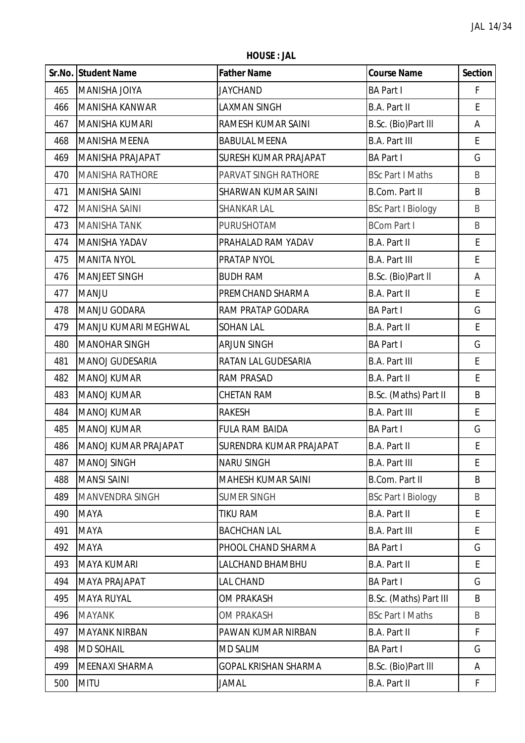**HOUSE : JAL**

| Sr.No. | Student Name | Father Name | Course Name | Section |
|---|---|---|---|---|
| 465 | MANISHA JOIYA | JAYCHAND | BA Part I | F |
| 466 | MANISHA KANWAR | LAXMAN SINGH | B.A. Part II | E |
| 467 | MANISHA KUMARI | RAMESH KUMAR SAINI | B.Sc. (Bio)Part III | A |
| 468 | MANISHA MEENA | BABULAL MEENA | B.A. Part III | E |
| 469 | MANISHA PRAJAPAT | SURESH KUMAR PRAJAPAT | BA Part I | G |
| 470 | MANISHA RATHORE | PARVAT SINGH RATHORE | BSc Part I Maths | B |
| 471 | MANISHA SAINI | SHARWAN KUMAR SAINI | B.Com. Part II | B |
| 472 | MANISHA SAINI | SHANKAR LAL | BSc Part I Biology | B |
| 473 | MANISHA TANK | PURUSHOTAM | BCom Part I | B |
| 474 | MANISHA YADAV | PRAHALAD RAM YADAV | B.A. Part II | E |
| 475 | MANITA NYOL | PRATAP NYOL | B.A. Part III | E |
| 476 | MANJEET SINGH | BUDH RAM | B.Sc. (Bio)Part II | A |
| 477 | MANJU | PREMCHAND SHARMA | B.A. Part II | E |
| 478 | MANJU GODARA | RAM PRATAP GODARA | BA Part I | G |
| 479 | MANJU KUMARI MEGHWAL | SOHAN LAL | B.A. Part II | E |
| 480 | MANOHAR SINGH | ARJUN SINGH | BA Part I | G |
| 481 | MANOJ GUDESARIA | RATAN LAL GUDESARIA | B.A. Part III | E |
| 482 | MANOJ KUMAR | RAM PRASAD | B.A. Part II | E |
| 483 | MANOJ KUMAR | CHETAN RAM | B.Sc. (Maths) Part II | B |
| 484 | MANOJ KUMAR | RAKESH | B.A. Part III | E |
| 485 | MANOJ KUMAR | FULA RAM BAIDA | BA Part I | G |
| 486 | MANOJ KUMAR PRAJAPAT | SURENDRA KUMAR PRAJAPAT | B.A. Part II | E |
| 487 | MANOJ SINGH | NARU SINGH | B.A. Part III | E |
| 488 | MANSI SAINI | MAHESH KUMAR SAINI | B.Com. Part II | B |
| 489 | MANVENDRA SINGH | SUMER SINGH | BSc Part I Biology | B |
| 490 | MAYA | TIKU RAM | B.A. Part II | E |
| 491 | MAYA | BACHCHAN LAL | B.A. Part III | E |
| 492 | MAYA | PHOOL CHAND SHARMA | BA Part I | G |
| 493 | MAYA KUMARI | LALCHAND BHAMBHU | B.A. Part II | E |
| 494 | MAYA PRAJAPAT | LAL CHAND | BA Part I | G |
| 495 | MAYA RUYAL | OM PRAKASH | B.Sc. (Maths) Part III | B |
| 496 | MAYANK | OM PRAKASH | BSc Part I Maths | B |
| 497 | MAYANK NIRBAN | PAWAN KUMAR NIRBAN | B.A. Part II | F |
| 498 | MD SOHAIL | MD SALIM | BA Part I | G |
| 499 | MEENAXI SHARMA | GOPAL KRISHAN SHARMA | B.Sc. (Bio)Part III | A |
| 500 | MITU | JAMAL | B.A. Part II | F |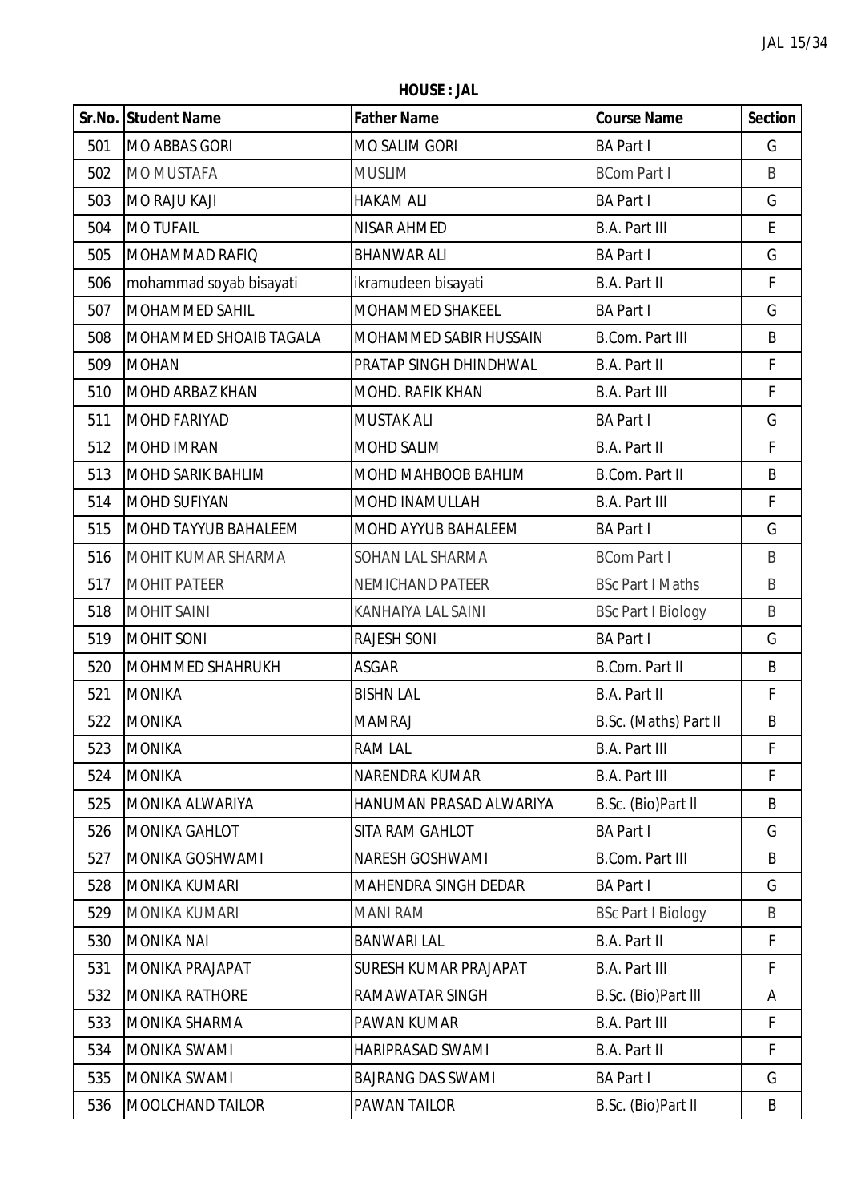**HOUSE : JAL**

| Sr.No. | Student Name | Father Name | Course Name | Section |
|---|---|---|---|---|
| 501 | MO ABBAS GORI | MO SALIM GORI | BA Part I | G |
| 502 | MO MUSTAFA | MUSLIM | BCom Part I | B |
| 503 | MO RAJU KAJI | HAKAM ALI | BA Part I | G |
| 504 | MO TUFAIL | NISAR AHMED | B.A. Part III | E |
| 505 | MOHAMMAD RAFIQ | BHANWAR ALI | BA Part I | G |
| 506 | mohammad soyab bisayati | ikramudeen bisayati | B.A. Part II | F |
| 507 | MOHAMMED SAHIL | MOHAMMED SHAKEEL | BA Part I | G |
| 508 | MOHAMMED SHOAIB TAGALA | MOHAMMED SABIR HUSSAIN | B.Com. Part III | B |
| 509 | MOHAN | PRATAP SINGH DHINDHWAL | B.A. Part II | F |
| 510 | MOHD ARBAZ KHAN | MOHD. RAFIK KHAN | B.A. Part III | F |
| 511 | MOHD FARIYAD | MUSTAK ALI | BA Part I | G |
| 512 | MOHD IMRAN | MOHD SALIM | B.A. Part II | F |
| 513 | MOHD SARIK BAHLIM | MOHD MAHBOOB BAHLIM | B.Com. Part II | B |
| 514 | MOHD SUFIYAN | MOHD INAMULLAH | B.A. Part III | F |
| 515 | MOHD TAYYUB BAHALEEM | MOHD AYYUB BAHALEEM | BA Part I | G |
| 516 | MOHIT KUMAR SHARMA | SOHAN LAL SHARMA | BCom Part I | B |
| 517 | MOHIT PATEER | NEMICHAND PATEER | BSc Part I Maths | B |
| 518 | MOHIT SAINI | KANHAIYA LAL SAINI | BSc Part I Biology | B |
| 519 | MOHIT SONI | RAJESH SONI | BA Part I | G |
| 520 | MOHMMED SHAHRUKH | ASGAR | B.Com. Part II | B |
| 521 | MONIKA | BISHN LAL | B.A. Part II | F |
| 522 | MONIKA | MAMRAJ | B.Sc. (Maths) Part II | B |
| 523 | MONIKA | RAM LAL | B.A. Part III | F |
| 524 | MONIKA | NARENDRA KUMAR | B.A. Part III | F |
| 525 | MONIKA ALWARIYA | HANUMAN PRASAD ALWARIYA | B.Sc. (Bio)Part II | B |
| 526 | MONIKA GAHLOT | SITA RAM GAHLOT | BA Part I | G |
| 527 | MONIKA GOSHWAMI | NARESH GOSHWAMI | B.Com. Part III | B |
| 528 | MONIKA KUMARI | MAHENDRA SINGH DEDAR | BA Part I | G |
| 529 | MONIKA KUMARI | MANI RAM | BSc Part I Biology | B |
| 530 | MONIKA NAI | BANWARI LAL | B.A. Part II | F |
| 531 | MONIKA PRAJAPAT | SURESH KUMAR PRAJAPAT | B.A. Part III | F |
| 532 | MONIKA RATHORE | RAMAWATAR SINGH | B.Sc. (Bio)Part III | A |
| 533 | MONIKA SHARMA | PAWAN KUMAR | B.A. Part III | F |
| 534 | MONIKA SWAMI | HARIPRASAD SWAMI | B.A. Part II | F |
| 535 | MONIKA SWAMI | BAJRANG DAS SWAMI | BA Part I | G |
| 536 | MOOLCHAND TAILOR | PAWAN TAILOR | B.Sc. (Bio)Part II | B |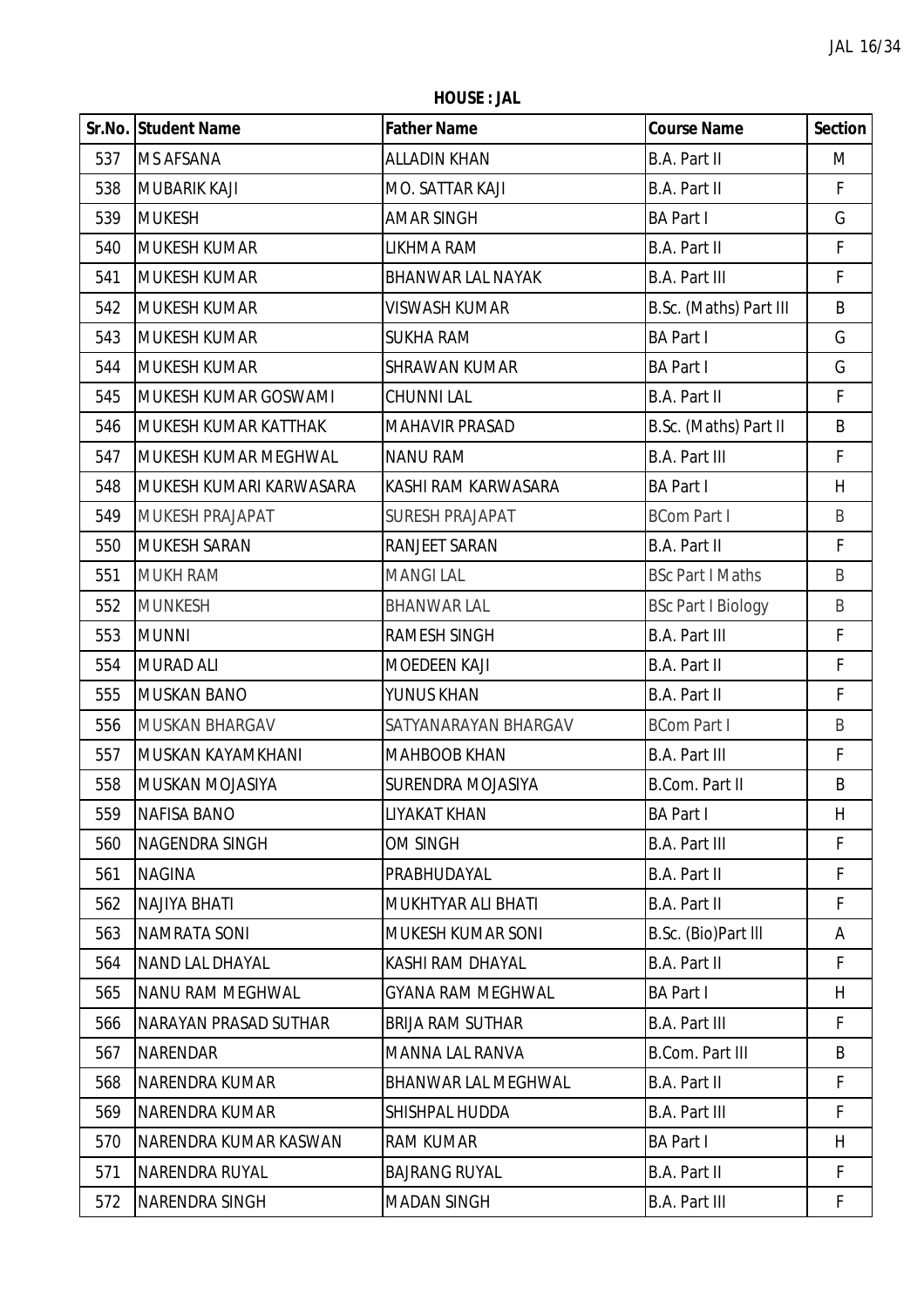**HOUSE : JAL**

| Sr.No. | Student Name | Father Name | Course Name | Section |
|---|---|---|---|---|
| 537 | MS AFSANA | ALLADIN KHAN | B.A. Part II | M |
| 538 | MUBARIK KAJI | MO. SATTAR KAJI | B.A. Part II | F |
| 539 | MUKESH | AMAR SINGH | BA Part I | G |
| 540 | MUKESH KUMAR | LIKHMA RAM | B.A. Part II | F |
| 541 | MUKESH KUMAR | BHANWAR LAL NAYAK | B.A. Part III | F |
| 542 | MUKESH KUMAR | VISWASH KUMAR | B.Sc. (Maths) Part III | B |
| 543 | MUKESH KUMAR | SUKHA RAM | BA Part I | G |
| 544 | MUKESH KUMAR | SHRAWAN KUMAR | BA Part I | G |
| 545 | MUKESH KUMAR GOSWAMI | CHUNNI LAL | B.A. Part II | F |
| 546 | MUKESH KUMAR KATTHAK | MAHAVIR PRASAD | B.Sc. (Maths) Part II | B |
| 547 | MUKESH KUMAR MEGHWAL | NANU RAM | B.A. Part III | F |
| 548 | MUKESH KUMARI KARWASARA | KASHI RAM KARWASARA | BA Part I | H |
| 549 | MUKESH PRAJAPAT | SURESH PRAJAPAT | BCom Part I | B |
| 550 | MUKESH SARAN | RANJEET SARAN | B.A. Part II | F |
| 551 | MUKH RAM | MANGI LAL | BSc Part I Maths | B |
| 552 | MUNKESH | BHANWAR LAL | BSc Part I Biology | B |
| 553 | MUNNI | RAMESH SINGH | B.A. Part III | F |
| 554 | MURAD ALI | MOEDEEN KAJI | B.A. Part II | F |
| 555 | MUSKAN BANO | YUNUS KHAN | B.A. Part II | F |
| 556 | MUSKAN BHARGAV | SATYANARAYAN BHARGAV | BCom Part I | B |
| 557 | MUSKAN KAYAMKHANI | MAHBOOB KHAN | B.A. Part III | F |
| 558 | MUSKAN MOJASIYA | SURENDRA MOJASIYA | B.Com. Part II | B |
| 559 | NAFISA BANO | LIYAKAT KHAN | BA Part I | H |
| 560 | NAGENDRA SINGH | OM SINGH | B.A. Part III | F |
| 561 | NAGINA | PRABHUDAYAL | B.A. Part II | F |
| 562 | NAJIYA BHATI | MUKHTYAR ALI BHATI | B.A. Part II | F |
| 563 | NAMRATA SONI | MUKESH KUMAR SONI | B.Sc. (Bio)Part III | A |
| 564 | NAND LAL DHAYAL | KASHI RAM DHAYAL | B.A. Part II | F |
| 565 | NANU RAM MEGHWAL | GYANA RAM MEGHWAL | BA Part I | H |
| 566 | NARAYAN PRASAD SUTHAR | BRIJA RAM SUTHAR | B.A. Part III | F |
| 567 | NARENDAR | MANNA LAL RANVA | B.Com. Part III | B |
| 568 | NARENDRA KUMAR | BHANWAR LAL MEGHWAL | B.A. Part II | F |
| 569 | NARENDRA KUMAR | SHISHPAL HUDDA | B.A. Part III | F |
| 570 | NARENDRA KUMAR KASWAN | RAM KUMAR | BA Part I | H |
| 571 | NARENDRA RUYAL | BAJRANG RUYAL | B.A. Part II | F |
| 572 | NARENDRA SINGH | MADAN SINGH | B.A. Part III | F |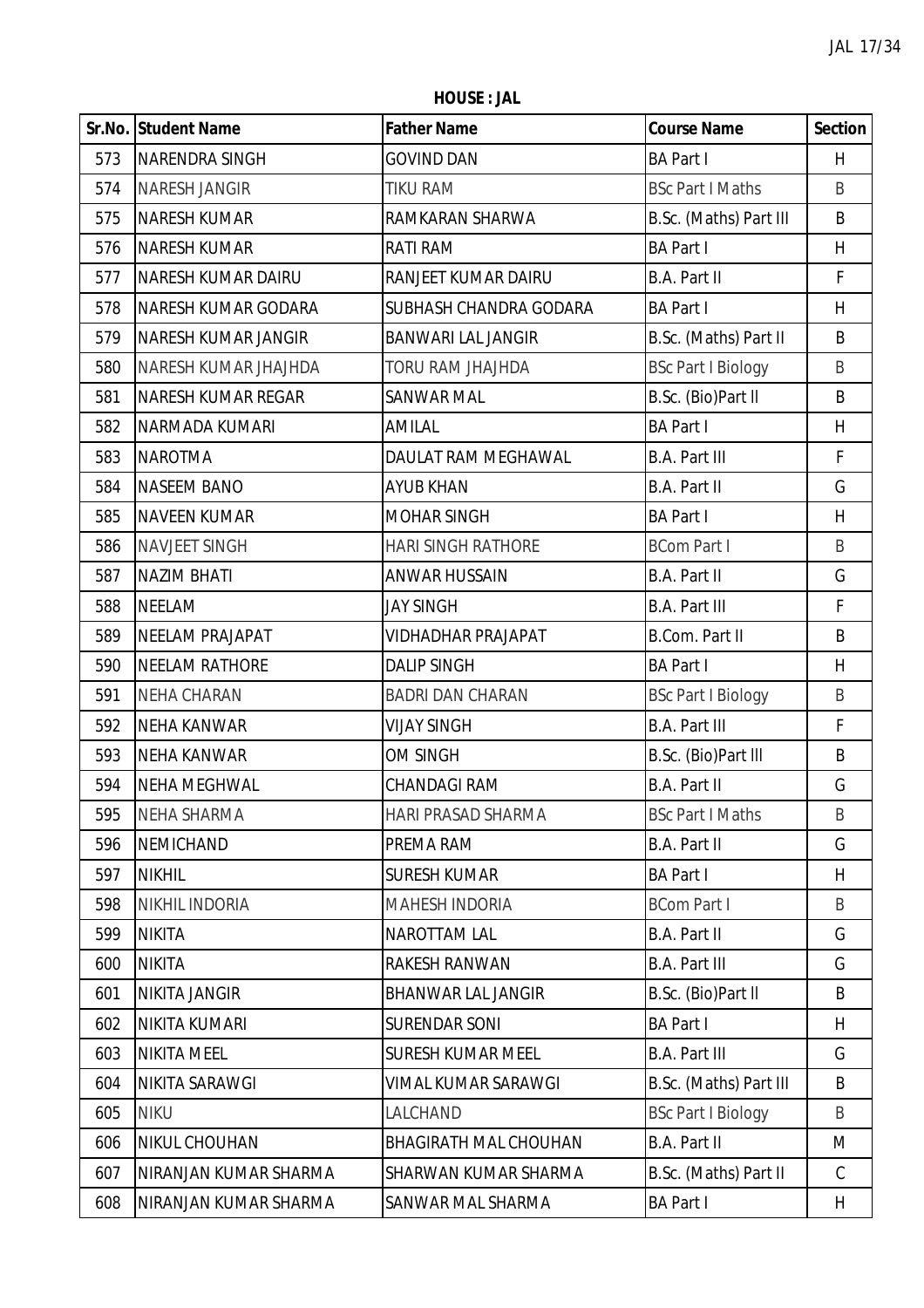**HOUSE : JAL**

| Sr.No. | Student Name | Father Name | Course Name | Section |
|---|---|---|---|---|
| 573 | NARENDRA SINGH | GOVIND DAN | BA Part I | H |
| 574 | NARESH JANGIR | TIKU RAM | BSc Part I Maths | B |
| 575 | NARESH KUMAR | RAMKARAN SHARWA | B.Sc. (Maths) Part III | B |
| 576 | NARESH KUMAR | RATI RAM | BA Part I | H |
| 577 | NARESH KUMAR DAIRU | RANJEET KUMAR DAIRU | B.A. Part II | F |
| 578 | NARESH KUMAR GODARA | SUBHASH CHANDRA GODARA | BA Part I | H |
| 579 | NARESH KUMAR JANGIR | BANWARI LAL JANGIR | B.Sc. (Maths) Part II | B |
| 580 | NARESH KUMAR JHAJHDA | TORU RAM JHAJHDA | BSc Part I Biology | B |
| 581 | NARESH KUMAR REGAR | SANWAR MAL | B.Sc. (Bio)Part II | B |
| 582 | NARMADA KUMARI | AMILAL | BA Part I | H |
| 583 | NAROTMA | DAULAT RAM MEGHAWAL | B.A. Part III | F |
| 584 | NASEEM BANO | AYUB KHAN | B.A. Part II | G |
| 585 | NAVEEN KUMAR | MOHAR SINGH | BA Part I | H |
| 586 | NAVJEET SINGH | HARI SINGH RATHORE | BCom Part I | B |
| 587 | NAZIM BHATI | ANWAR HUSSAIN | B.A. Part II | G |
| 588 | NEELAM | JAY SINGH | B.A. Part III | F |
| 589 | NEELAM PRAJAPAT | VIDHADHAR PRAJAPAT | B.Com. Part II | B |
| 590 | NEELAM RATHORE | DALIP SINGH | BA Part I | H |
| 591 | NEHA CHARAN | BADRI DAN CHARAN | BSc Part I Biology | B |
| 592 | NEHA KANWAR | VIJAY SINGH | B.A. Part III | F |
| 593 | NEHA KANWAR | OM SINGH | B.Sc. (Bio)Part III | B |
| 594 | NEHA MEGHWAL | CHANDAGI RAM | B.A. Part II | G |
| 595 | NEHA SHARMA | HARI PRASAD SHARMA | BSc Part I Maths | B |
| 596 | NEMICHAND | PREMA RAM | B.A. Part II | G |
| 597 | NIKHIL | SURESH KUMAR | BA Part I | H |
| 598 | NIKHIL INDORIA | MAHESH INDORIA | BCom Part I | B |
| 599 | NIKITA | NAROTTAM LAL | B.A. Part II | G |
| 600 | NIKITA | RAKESH RANWAN | B.A. Part III | G |
| 601 | NIKITA JANGIR | BHANWAR LAL JANGIR | B.Sc. (Bio)Part II | B |
| 602 | NIKITA KUMARI | SURENDAR SONI | BA Part I | H |
| 603 | NIKITA MEEL | SURESH KUMAR MEEL | B.A. Part III | G |
| 604 | NIKITA SARAWGI | VIMAL KUMAR SARAWGI | B.Sc. (Maths) Part III | B |
| 605 | NIKU | LALCHAND | BSc Part I Biology | B |
| 606 | NIKUL CHOUHAN | BHAGIRATH MAL CHOUHAN | B.A. Part II | M |
| 607 | NIRANJAN KUMAR SHARMA | SHARWAN KUMAR SHARMA | B.Sc. (Maths) Part II | C |
| 608 | NIRANJAN KUMAR SHARMA | SANWAR MAL SHARMA | BA Part I | H |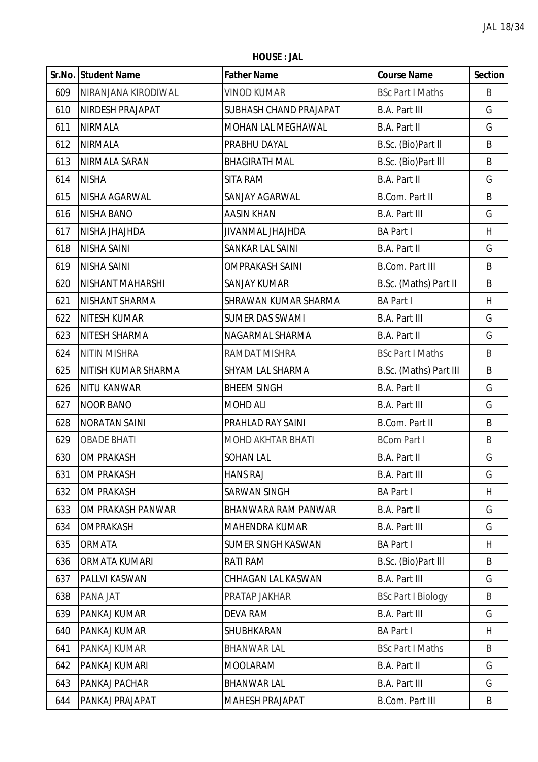**HOUSE : JAL**

| Sr.No. | Student Name | Father Name | Course Name | Section |
|---|---|---|---|---|
| 609 | NIRANJANA KIRODIWAL | VINOD KUMAR | BSc Part I Maths | B |
| 610 | NIRDESH PRAJAPAT | SUBHASH CHAND PRAJAPAT | B.A. Part III | G |
| 611 | NIRMALA | MOHAN LAL MEGHAWAL | B.A. Part II | G |
| 612 | NIRMALA | PRABHU DAYAL | B.Sc. (Bio)Part II | B |
| 613 | NIRMALA SARAN | BHAGIRATH MAL | B.Sc. (Bio)Part III | B |
| 614 | NISHA | SITA RAM | B.A. Part II | G |
| 615 | NISHA AGARWAL | SANJAY AGARWAL | B.Com. Part II | B |
| 616 | NISHA BANO | AASIN KHAN | B.A. Part III | G |
| 617 | NISHA JHAJHDA | JIVANMAL JHAJHDA | BA Part I | H |
| 618 | NISHA SAINI | SANKAR LAL SAINI | B.A. Part II | G |
| 619 | NISHA SAINI | OMPRAKASH SAINI | B.Com. Part III | B |
| 620 | NISHANT MAHARSHI | SANJAY KUMAR | B.Sc. (Maths) Part II | B |
| 621 | NISHANT SHARMA | SHRAWAN KUMAR SHARMA | BA Part I | H |
| 622 | NITESH KUMAR | SUMER DAS SWAMI | B.A. Part III | G |
| 623 | NITESH SHARMA | NAGARMAL SHARMA | B.A. Part II | G |
| 624 | NITIN MISHRA | RAMDAT MISHRA | BSc Part I Maths | B |
| 625 | NITISH KUMAR SHARMA | SHYAM LAL SHARMA | B.Sc. (Maths) Part III | B |
| 626 | NITU KANWAR | BHEEM SINGH | B.A. Part II | G |
| 627 | NOOR BANO | MOHD ALI | B.A. Part III | G |
| 628 | NORATAN SAINI | PRAHLAD RAY SAINI | B.Com. Part II | B |
| 629 | OBADE BHATI | MOHD AKHTAR BHATI | BCom Part I | B |
| 630 | OM PRAKASH | SOHAN LAL | B.A. Part II | G |
| 631 | OM PRAKASH | HANS RAJ | B.A. Part III | G |
| 632 | OM PRAKASH | SARWAN SINGH | BA Part I | H |
| 633 | OM PRAKASH PANWAR | BHANWARA RAM PANWAR | B.A. Part II | G |
| 634 | OMPRAKASH | MAHENDRA KUMAR | B.A. Part III | G |
| 635 | ORMATA | SUMER SINGH KASWAN | BA Part I | H |
| 636 | ORMATA KUMARI | RATI RAM | B.Sc. (Bio)Part III | B |
| 637 | PALLVI KASWAN | CHHAGAN LAL KASWAN | B.A. Part III | G |
| 638 | PANA JAT | PRATAP JAKHAR | BSc Part I Biology | B |
| 639 | PANKAJ KUMAR | DEVA RAM | B.A. Part III | G |
| 640 | PANKAJ KUMAR | SHUBHKARAN | BA Part I | H |
| 641 | PANKAJ KUMAR | BHANWAR LAL | BSc Part I Maths | B |
| 642 | PANKAJ KUMARI | MOOLARAM | B.A. Part II | G |
| 643 | PANKAJ PACHAR | BHANWAR LAL | B.A. Part III | G |
| 644 | PANKAJ PRAJAPAT | MAHESH PRAJAPAT | B.Com. Part III | B |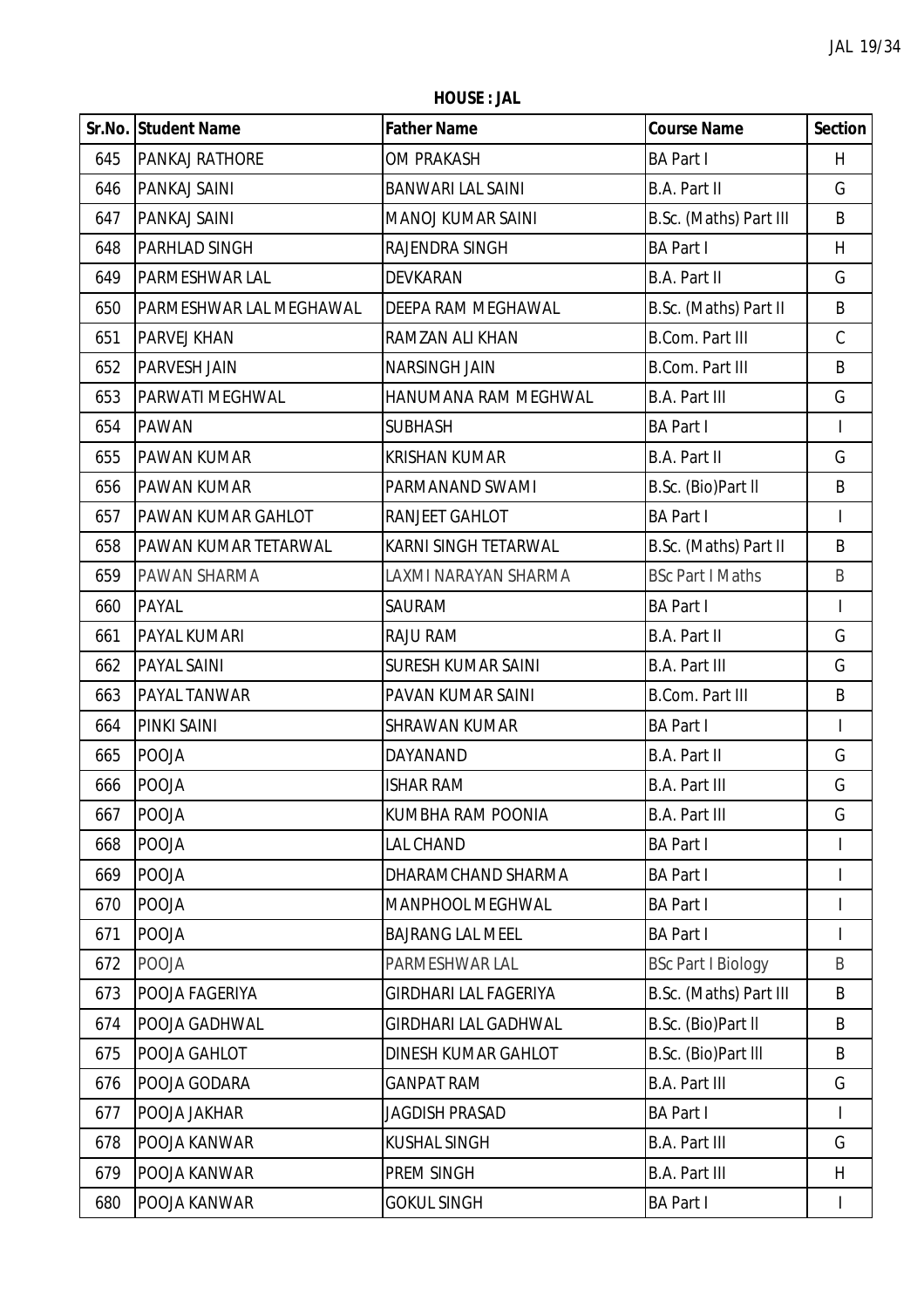**HOUSE : JAL**

| Sr.No. | Student Name | Father Name | Course Name | Section |
|---|---|---|---|---|
| 645 | PANKAJ RATHORE | OM PRAKASH | BA Part I | H |
| 646 | PANKAJ SAINI | BANWARI LAL SAINI | B.A. Part II | G |
| 647 | PANKAJ SAINI | MANOJ KUMAR SAINI | B.Sc. (Maths) Part III | B |
| 648 | PARHLAD SINGH | RAJENDRA SINGH | BA Part I | H |
| 649 | PARMESHWAR LAL | DEVKARAN | B.A. Part II | G |
| 650 | PARMESHWAR LAL MEGHAWAL | DEEPA RAM MEGHAWAL | B.Sc. (Maths) Part II | B |
| 651 | PARVEJ KHAN | RAMZAN ALI KHAN | B.Com. Part III | C |
| 652 | PARVESH JAIN | NARSINGH JAIN | B.Com. Part III | B |
| 653 | PARWATI MEGHWAL | HANUMANA RAM MEGHWAL | B.A. Part III | G |
| 654 | PAWAN | SUBHASH | BA Part I | I |
| 655 | PAWAN KUMAR | KRISHAN KUMAR | B.A. Part II | G |
| 656 | PAWAN KUMAR | PARMANAND SWAMI | B.Sc. (Bio)Part II | B |
| 657 | PAWAN KUMAR GAHLOT | RANJEET GAHLOT | BA Part I | I |
| 658 | PAWAN KUMAR TETARWAL | KARNI SINGH TETARWAL | B.Sc. (Maths) Part II | B |
| 659 | PAWAN SHARMA | LAXMI NARAYAN SHARMA | BSc Part I Maths | B |
| 660 | PAYAL | SAURAM | BA Part I | I |
| 661 | PAYAL KUMARI | RAJU RAM | B.A. Part II | G |
| 662 | PAYAL SAINI | SURESH KUMAR SAINI | B.A. Part III | G |
| 663 | PAYAL TANWAR | PAVAN KUMAR SAINI | B.Com. Part III | B |
| 664 | PINKI SAINI | SHRAWAN KUMAR | BA Part I | I |
| 665 | POOJA | DAYANAND | B.A. Part II | G |
| 666 | POOJA | ISHAR RAM | B.A. Part III | G |
| 667 | POOJA | KUMBHA RAM POONIA | B.A. Part III | G |
| 668 | POOJA | LAL CHAND | BA Part I | I |
| 669 | POOJA | DHARAMCHAND SHARMA | BA Part I | I |
| 670 | POOJA | MANPHOOL MEGHWAL | BA Part I | I |
| 671 | POOJA | BAJRANG LAL MEEL | BA Part I | I |
| 672 | POOJA | PARMESHWAR LAL | BSc Part I Biology | B |
| 673 | POOJA FAGERIYA | GIRDHARI LAL FAGERIYA | B.Sc. (Maths) Part III | B |
| 674 | POOJA GADHWAL | GIRDHARI LAL GADHWAL | B.Sc. (Bio)Part II | B |
| 675 | POOJA GAHLOT | DINESH KUMAR GAHLOT | B.Sc. (Bio)Part III | B |
| 676 | POOJA GODARA | GANPAT RAM | B.A. Part III | G |
| 677 | POOJA JAKHAR | JAGDISH PRASAD | BA Part I | I |
| 678 | POOJA KANWAR | KUSHAL SINGH | B.A. Part III | G |
| 679 | POOJA KANWAR | PREM SINGH | B.A. Part III | H |
| 680 | POOJA KANWAR | GOKUL SINGH | BA Part I | I |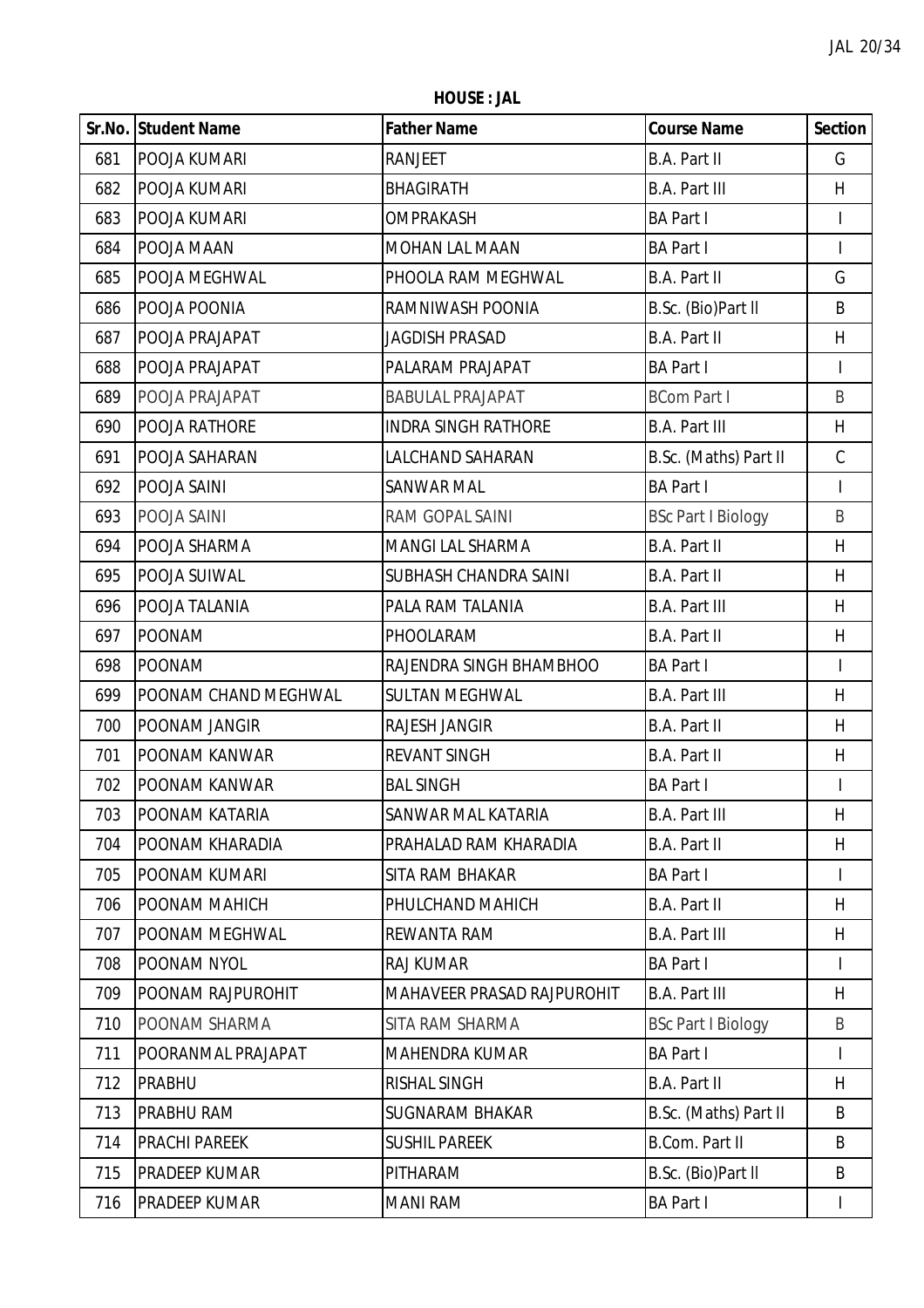**HOUSE : JAL**

| Sr.No. | Student Name | Father Name | Course Name | Section |
|---|---|---|---|---|
| 681 | POOJA KUMARI | RANJEET | B.A. Part II | G |
| 682 | POOJA KUMARI | BHAGIRATH | B.A. Part III | H |
| 683 | POOJA KUMARI | OMPRAKASH | BA Part I | I |
| 684 | POOJA MAAN | MOHAN LAL MAAN | BA Part I | I |
| 685 | POOJA MEGHWAL | PHOOLA RAM MEGHWAL | B.A. Part II | G |
| 686 | POOJA POONIA | RAMNIWASH POONIA | B.Sc. (Bio)Part II | B |
| 687 | POOJA PRAJAPAT | JAGDISH PRASAD | B.A. Part II | H |
| 688 | POOJA PRAJAPAT | PALARAM PRAJAPAT | BA Part I | I |
| 689 | POOJA PRAJAPAT | BABULAL PRAJAPAT | BCom Part I | B |
| 690 | POOJA RATHORE | INDRA SINGH RATHORE | B.A. Part III | H |
| 691 | POOJA SAHARAN | LALCHAND SAHARAN | B.Sc. (Maths) Part II | C |
| 692 | POOJA SAINI | SANWAR MAL | BA Part I | I |
| 693 | POOJA SAINI | RAM GOPAL SAINI | BSc Part I Biology | B |
| 694 | POOJA SHARMA | MANGI LAL SHARMA | B.A. Part II | H |
| 695 | POOJA SUIWAL | SUBHASH CHANDRA SAINI | B.A. Part II | H |
| 696 | POOJA TALANIA | PALA RAM TALANIA | B.A. Part III | H |
| 697 | POONAM | PHOOLARAM | B.A. Part II | H |
| 698 | POONAM | RAJENDRA SINGH BHAMBHOO | BA Part I | I |
| 699 | POONAM CHAND MEGHWAL | SULTAN MEGHWAL | B.A. Part III | H |
| 700 | POONAM JANGIR | RAJESH JANGIR | B.A. Part II | H |
| 701 | POONAM KANWAR | REVANT SINGH | B.A. Part II | H |
| 702 | POONAM KANWAR | BAL SINGH | BA Part I | I |
| 703 | POONAM KATARIA | SANWAR MAL KATARIA | B.A. Part III | H |
| 704 | POONAM KHARADIA | PRAHALAD RAM KHARADIA | B.A. Part II | H |
| 705 | POONAM KUMARI | SITA RAM BHAKAR | BA Part I | I |
| 706 | POONAM MAHICH | PHULCHAND MAHICH | B.A. Part II | H |
| 707 | POONAM MEGHWAL | REWANTA RAM | B.A. Part III | H |
| 708 | POONAM NYOL | RAJ KUMAR | BA Part I | I |
| 709 | POONAM RAJPUROHIT | MAHAVEER PRASAD RAJPUROHIT | B.A. Part III | H |
| 710 | POONAM SHARMA | SITA RAM SHARMA | BSc Part I Biology | B |
| 711 | POORANMAL PRAJAPAT | MAHENDRA KUMAR | BA Part I | I |
| 712 | PRABHU | RISHAL SINGH | B.A. Part II | H |
| 713 | PRABHU RAM | SUGNARAM BHAKAR | B.Sc. (Maths) Part II | B |
| 714 | PRACHI PAREEK | SUSHIL PAREEK | B.Com. Part II | B |
| 715 | PRADEEP KUMAR | PITHARAM | B.Sc. (Bio)Part II | B |
| 716 | PRADEEP KUMAR | MANI RAM | BA Part I | I |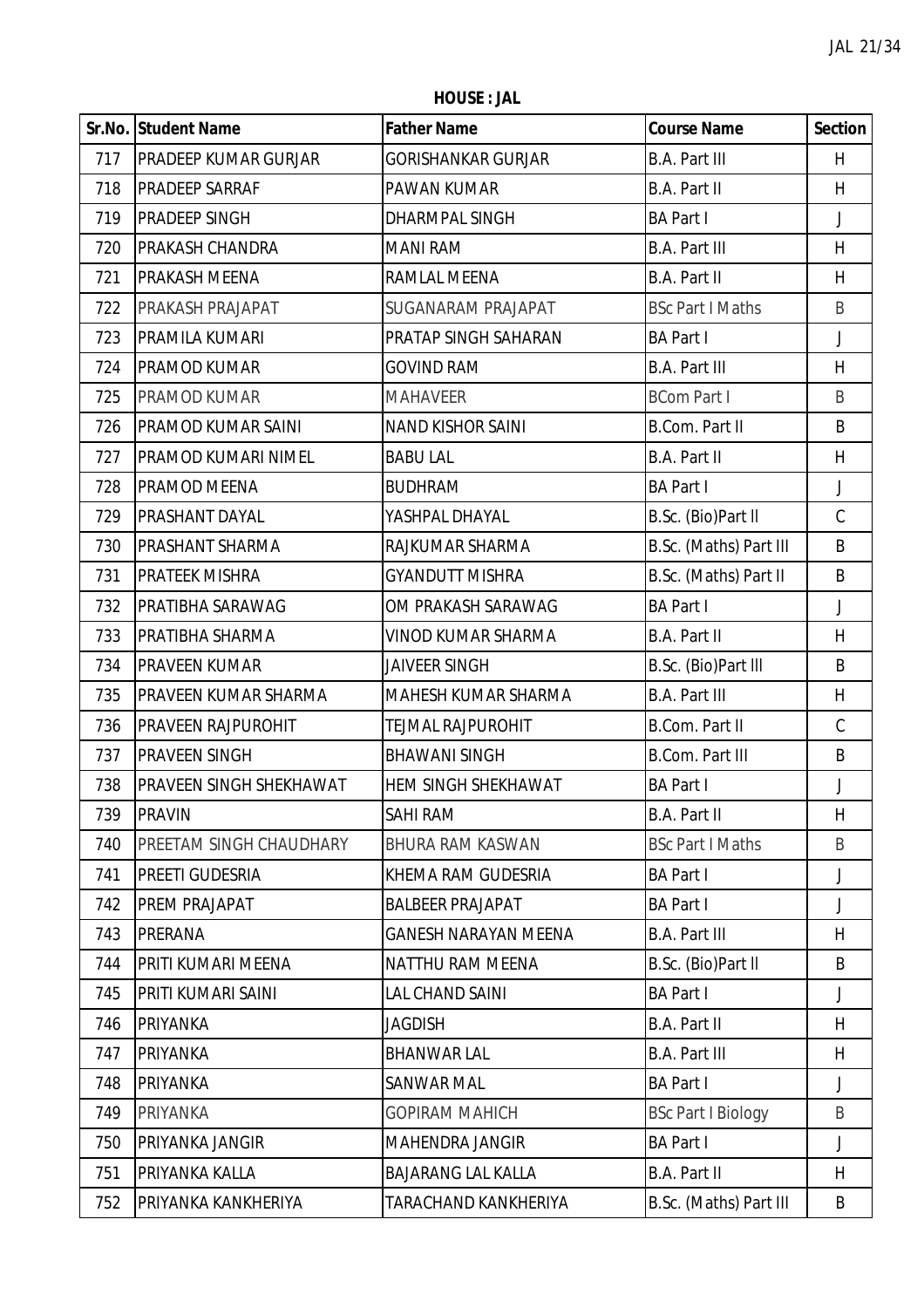**HOUSE : JAL**

| Sr.No. | Student Name | Father Name | Course Name | Section |
|---|---|---|---|---|
| 717 | PRADEEP KUMAR GURJAR | GORISHANKAR GURJAR | B.A. Part III | H |
| 718 | PRADEEP SARRAF | PAWAN KUMAR | B.A. Part II | H |
| 719 | PRADEEP SINGH | DHARMPAL SINGH | BA Part I | J |
| 720 | PRAKASH CHANDRA | MANI RAM | B.A. Part III | H |
| 721 | PRAKASH MEENA | RAMLAL MEENA | B.A. Part II | H |
| 722 | PRAKASH PRAJAPAT | SUGANARAM PRAJAPAT | BSc Part I Maths | B |
| 723 | PRAMILA KUMARI | PRATAP SINGH SAHARAN | BA Part I | J |
| 724 | PRAMOD KUMAR | GOVIND RAM | B.A. Part III | H |
| 725 | PRAMOD KUMAR | MAHAVEER | BCom Part I | B |
| 726 | PRAMOD KUMAR SAINI | NAND KISHOR SAINI | B.Com. Part II | B |
| 727 | PRAMOD KUMARI NIMEL | BABU LAL | B.A. Part II | H |
| 728 | PRAMOD MEENA | BUDHRAM | BA Part I | J |
| 729 | PRASHANT DAYAL | YASHPAL DHAYAL | B.Sc. (Bio)Part II | C |
| 730 | PRASHANT SHARMA | RAJKUMAR SHARMA | B.Sc. (Maths) Part III | B |
| 731 | PRATEEK MISHRA | GYANDUTT MISHRA | B.Sc. (Maths) Part II | B |
| 732 | PRATIBHA SARAWAG | OM PRAKASH SARAWAG | BA Part I | J |
| 733 | PRATIBHA SHARMA | VINOD KUMAR SHARMA | B.A. Part II | H |
| 734 | PRAVEEN KUMAR | JAIVEER SINGH | B.Sc. (Bio)Part III | B |
| 735 | PRAVEEN KUMAR SHARMA | MAHESH KUMAR SHARMA | B.A. Part III | H |
| 736 | PRAVEEN RAJPUROHIT | TEJMAL RAJPUROHIT | B.Com. Part II | C |
| 737 | PRAVEEN SINGH | BHAWANI SINGH | B.Com. Part III | B |
| 738 | PRAVEEN SINGH SHEKHAWAT | HEM SINGH SHEKHAWAT | BA Part I | J |
| 739 | PRAVIN | SAHI RAM | B.A. Part II | H |
| 740 | PREETAM SINGH CHAUDHARY | BHURA RAM KASWAN | BSc Part I Maths | B |
| 741 | PREETI GUDESRIA | KHEMA RAM GUDESRIA | BA Part I | J |
| 742 | PREM PRAJAPAT | BALBEER PRAJAPAT | BA Part I | J |
| 743 | PRERANA | GANESH NARAYAN MEENA | B.A. Part III | H |
| 744 | PRITI KUMARI MEENA | NATTHU RAM MEENA | B.Sc. (Bio)Part II | B |
| 745 | PRITI KUMARI SAINI | LAL CHAND SAINI | BA Part I | J |
| 746 | PRIYANKA | JAGDISH | B.A. Part II | H |
| 747 | PRIYANKA | BHANWAR LAL | B.A. Part III | H |
| 748 | PRIYANKA | SANWAR MAL | BA Part I | J |
| 749 | PRIYANKA | GOPIRAM MAHICH | BSc Part I Biology | B |
| 750 | PRIYANKA JANGIR | MAHENDRA JANGIR | BA Part I | J |
| 751 | PRIYANKA KALLA | BAJARANG LAL KALLA | B.A. Part II | H |
| 752 | PRIYANKA KANKHERIYA | TARACHAND KANKHERIYA | B.Sc. (Maths) Part III | B |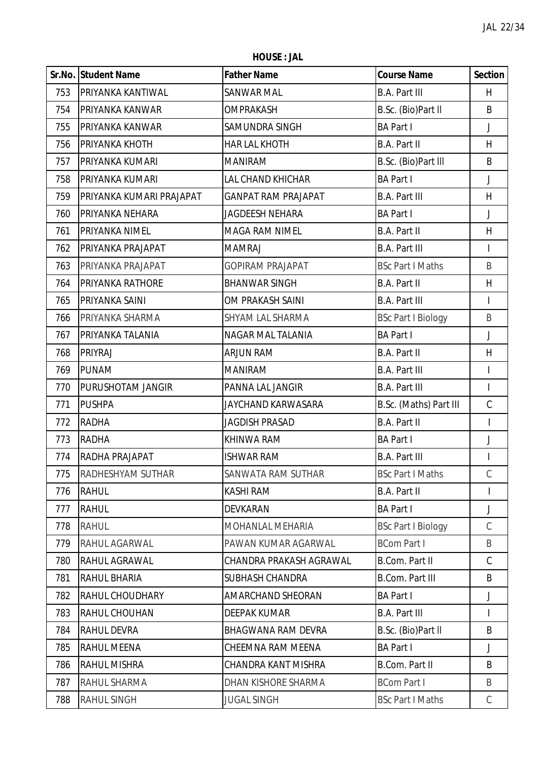**HOUSE : JAL**

| Sr.No. | Student Name | Father Name | Course Name | Section |
|---|---|---|---|---|
| 753 | PRIYANKA KANTIWAL | SANWAR MAL | B.A. Part III | H |
| 754 | PRIYANKA KANWAR | OMPRAKASH | B.Sc. (Bio)Part II | B |
| 755 | PRIYANKA KANWAR | SAMUNDRA SINGH | BA Part I | J |
| 756 | PRIYANKA KHOTH | HAR LAL KHOTH | B.A. Part II | H |
| 757 | PRIYANKA KUMARI | MANIRAM | B.Sc. (Bio)Part III | B |
| 758 | PRIYANKA KUMARI | LAL CHAND KHICHAR | BA Part I | J |
| 759 | PRIYANKA KUMARI PRAJAPAT | GANPAT RAM PRAJAPAT | B.A. Part III | H |
| 760 | PRIYANKA NEHARA | JAGDEESH NEHARA | BA Part I | J |
| 761 | PRIYANKA NIMEL | MAGA RAM NIMEL | B.A. Part II | H |
| 762 | PRIYANKA PRAJAPAT | MAMRAJ | B.A. Part III | I |
| 763 | PRIYANKA PRAJAPAT | GOPIRAM PRAJAPAT | BSc Part I Maths | B |
| 764 | PRIYANKA RATHORE | BHANWAR SINGH | B.A. Part II | H |
| 765 | PRIYANKA SAINI | OM PRAKASH SAINI | B.A. Part III | I |
| 766 | PRIYANKA SHARMA | SHYAM LAL SHARMA | BSc Part I Biology | B |
| 767 | PRIYANKA TALANIA | NAGAR MAL TALANIA | BA Part I | J |
| 768 | PRIYRAJ | ARJUN RAM | B.A. Part II | H |
| 769 | PUNAM | MANIRAM | B.A. Part III | I |
| 770 | PURUSHOTAM JANGIR | PANNA LAL JANGIR | B.A. Part III | I |
| 771 | PUSHPA | JAYCHAND KARWASARA | B.Sc. (Maths) Part III | C |
| 772 | RADHA | JAGDISH PRASAD | B.A. Part II | I |
| 773 | RADHA | KHINWA RAM | BA Part I | J |
| 774 | RADHA PRAJAPAT | ISHWAR RAM | B.A. Part III | I |
| 775 | RADHESHYAM SUTHAR | SANWATA RAM SUTHAR | BSc Part I Maths | C |
| 776 | RAHUL | KASHI RAM | B.A. Part II | I |
| 777 | RAHUL | DEVKARAN | BA Part I | J |
| 778 | RAHUL | MOHANLAL MEHARIA | BSc Part I Biology | C |
| 779 | RAHUL AGARWAL | PAWAN KUMAR AGARWAL | BCom Part I | B |
| 780 | RAHUL AGRAWAL | CHANDRA PRAKASH AGRAWAL | B.Com. Part II | C |
| 781 | RAHUL BHARIA | SUBHASH CHANDRA | B.Com. Part III | B |
| 782 | RAHUL CHOUDHARY | AMARCHAND SHEORAN | BA Part I | J |
| 783 | RAHUL CHOUHAN | DEEPAK KUMAR | B.A. Part III | I |
| 784 | RAHUL DEVRA | BHAGWANA RAM DEVRA | B.Sc. (Bio)Part II | B |
| 785 | RAHUL MEENA | CHEEMNA RAM MEENA | BA Part I | J |
| 786 | RAHUL MISHRA | CHANDRA KANT MISHRA | B.Com. Part II | B |
| 787 | RAHUL SHARMA | DHAN KISHORE SHARMA | BCom Part I | B |
| 788 | RAHUL SINGH | JUGAL SINGH | BSc Part I Maths | C |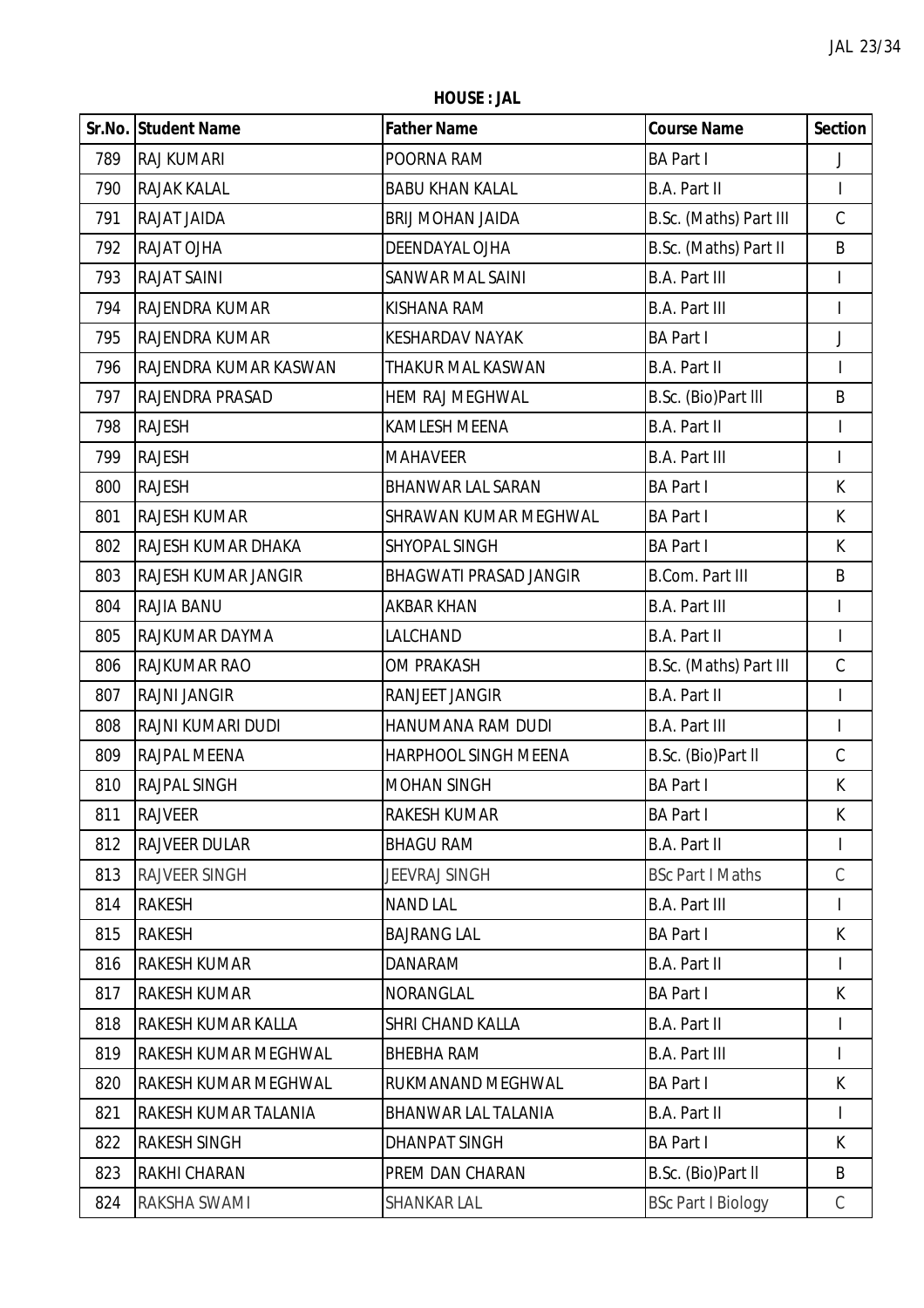**HOUSE : JAL**

| Sr.No. | Student Name | Father Name | Course Name | Section |
|---|---|---|---|---|
| 789 | RAJ KUMARI | POORNA RAM | BA Part I | J |
| 790 | RAJAK KALAL | BABU KHAN KALAL | B.A. Part II | I |
| 791 | RAJAT JAIDA | BRIJ MOHAN JAIDA | B.Sc. (Maths) Part III | C |
| 792 | RAJAT OJHA | DEENDAYAL OJHA | B.Sc. (Maths) Part II | B |
| 793 | RAJAT SAINI | SANWAR MAL SAINI | B.A. Part III | I |
| 794 | RAJENDRA KUMAR | KISHANA RAM | B.A. Part III | I |
| 795 | RAJENDRA KUMAR | KESHARDAV NAYAK | BA Part I | J |
| 796 | RAJENDRA KUMAR KASWAN | THAKUR MAL KASWAN | B.A. Part II | I |
| 797 | RAJENDRA PRASAD | HEM RAJ MEGHWAL | B.Sc. (Bio)Part lll | B |
| 798 | RAJESH | KAMLESH MEENA | B.A. Part II | I |
| 799 | RAJESH | MAHAVEER | B.A. Part III | I |
| 800 | RAJESH | BHANWAR LAL SARAN | BA Part I | K |
| 801 | RAJESH KUMAR | SHRAWAN KUMAR MEGHWAL | BA Part I | K |
| 802 | RAJESH KUMAR DHAKA | SHYOPAL SINGH | BA Part I | K |
| 803 | RAJESH KUMAR JANGIR | BHAGWATI PRASAD JANGIR | B.Com. Part III | B |
| 804 | RAJIA BANU | AKBAR KHAN | B.A. Part III | I |
| 805 | RAJKUMAR DAYMA | LALCHAND | B.A. Part II | I |
| 806 | RAJKUMAR RAO | OM PRAKASH | B.Sc. (Maths) Part III | C |
| 807 | RAJNI JANGIR | RANJEET JANGIR | B.A. Part II | I |
| 808 | RAJNI KUMARI DUDI | HANUMANA RAM DUDI | B.A. Part III | I |
| 809 | RAJPAL MEENA | HARPHOOL SINGH MEENA | B.Sc. (Bio)Part ll | C |
| 810 | RAJPAL SINGH | MOHAN SINGH | BA Part I | K |
| 811 | RAJVEER | RAKESH KUMAR | BA Part I | K |
| 812 | RAJVEER DULAR | BHAGU RAM | B.A. Part II | I |
| 813 | RAJVEER SINGH | JEEVRAJ SINGH | BSc Part I Maths | C |
| 814 | RAKESH | NAND LAL | B.A. Part III | I |
| 815 | RAKESH | BAJRANG LAL | BA Part I | K |
| 816 | RAKESH KUMAR | DANARAM | B.A. Part II | I |
| 817 | RAKESH KUMAR | NORANGLAL | BA Part I | K |
| 818 | RAKESH KUMAR KALLA | SHRI CHAND KALLA | B.A. Part II | I |
| 819 | RAKESH KUMAR MEGHWAL | BHEBHA RAM | B.A. Part III | I |
| 820 | RAKESH KUMAR MEGHWAL | RUKMANAND MEGHWAL | BA Part I | K |
| 821 | RAKESH KUMAR TALANIA | BHANWAR LAL TALANIA | B.A. Part II | I |
| 822 | RAKESH SINGH | DHANPAT SINGH | BA Part I | K |
| 823 | RAKHI CHARAN | PREM DAN CHARAN | B.Sc. (Bio)Part ll | B |
| 824 | RAKSHA SWAMI | SHANKAR LAL | BSc Part I Biology | C |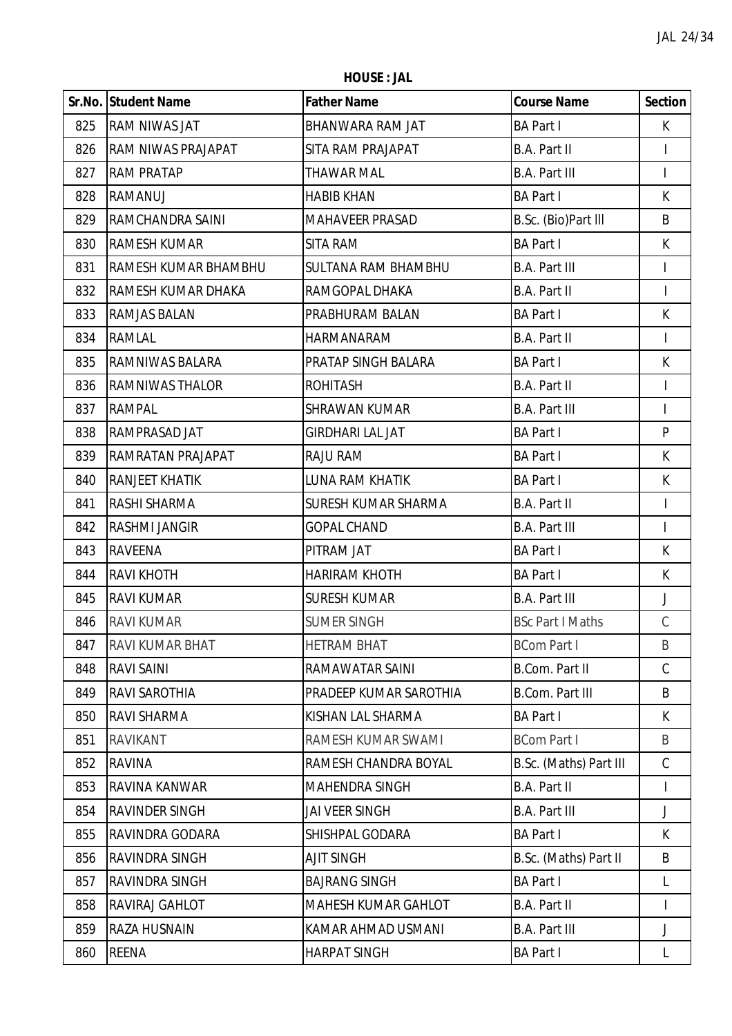**HOUSE : JAL**

| Sr.No. | Student Name | Father Name | Course Name | Section |
|---|---|---|---|---|
| 825 | RAM NIWAS JAT | BHANWARA RAM JAT | BA Part I | K |
| 826 | RAM NIWAS PRAJAPAT | SITA RAM PRAJAPAT | B.A. Part II | I |
| 827 | RAM PRATAP | THAWAR MAL | B.A. Part III | I |
| 828 | RAMANUJ | HABIB KHAN | BA Part I | K |
| 829 | RAMCHANDRA SAINI | MAHAVEER PRASAD | B.Sc. (Bio)Part III | B |
| 830 | RAMESH KUMAR | SITA RAM | BA Part I | K |
| 831 | RAMESH KUMAR BHAMBHU | SULTANA RAM BHAMBHU | B.A. Part III | I |
| 832 | RAMESH KUMAR DHAKA | RAMGOPAL DHAKA | B.A. Part II | I |
| 833 | RAMJAS BALAN | PRABHURAM BALAN | BA Part I | K |
| 834 | RAMLAL | HARMANARAM | B.A. Part II | I |
| 835 | RAMNIWAS BALARA | PRATAP SINGH BALARA | BA Part I | K |
| 836 | RAMNIWAS THALOR | ROHITASH | B.A. Part II | I |
| 837 | RAMPAL | SHRAWAN KUMAR | B.A. Part III | I |
| 838 | RAMPRASAD JAT | GIRDHARI LAL JAT | BA Part I | P |
| 839 | RAMRATAN PRAJAPAT | RAJU RAM | BA Part I | K |
| 840 | RANJEET KHATIK | LUNA RAM KHATIK | BA Part I | K |
| 841 | RASHI SHARMA | SURESH KUMAR SHARMA | B.A. Part II | I |
| 842 | RASHMI JANGIR | GOPAL CHAND | B.A. Part III | I |
| 843 | RAVEENA | PITRAM JAT | BA Part I | K |
| 844 | RAVI KHOTH | HARIRAM KHOTH | BA Part I | K |
| 845 | RAVI KUMAR | SURESH KUMAR | B.A. Part III | J |
| 846 | RAVI KUMAR | SUMER SINGH | BSc Part I Maths | C |
| 847 | RAVI KUMAR BHAT | HETRAM BHAT | BCom Part I | B |
| 848 | RAVI SAINI | RAMAWATAR SAINI | B.Com. Part II | C |
| 849 | RAVI SAROTHIA | PRADEEP KUMAR SAROTHIA | B.Com. Part III | B |
| 850 | RAVI SHARMA | KISHAN LAL SHARMA | BA Part I | K |
| 851 | RAVIKANT | RAMESH KUMAR SWAMI | BCom Part I | B |
| 852 | RAVINA | RAMESH CHANDRA BOYAL | B.Sc. (Maths) Part III | C |
| 853 | RAVINA KANWAR | MAHENDRA SINGH | B.A. Part II | I |
| 854 | RAVINDER SINGH | JAI VEER SINGH | B.A. Part III | J |
| 855 | RAVINDRA GODARA | SHISHPAL GODARA | BA Part I | K |
| 856 | RAVINDRA SINGH | AJIT SINGH | B.Sc. (Maths) Part II | B |
| 857 | RAVINDRA SINGH | BAJRANG SINGH | BA Part I | L |
| 858 | RAVIRAJ GAHLOT | MAHESH KUMAR GAHLOT | B.A. Part II | I |
| 859 | RAZA HUSNAIN | KAMAR AHMAD USMANI | B.A. Part III | J |
| 860 | REENA | HARPAT SINGH | BA Part I | L |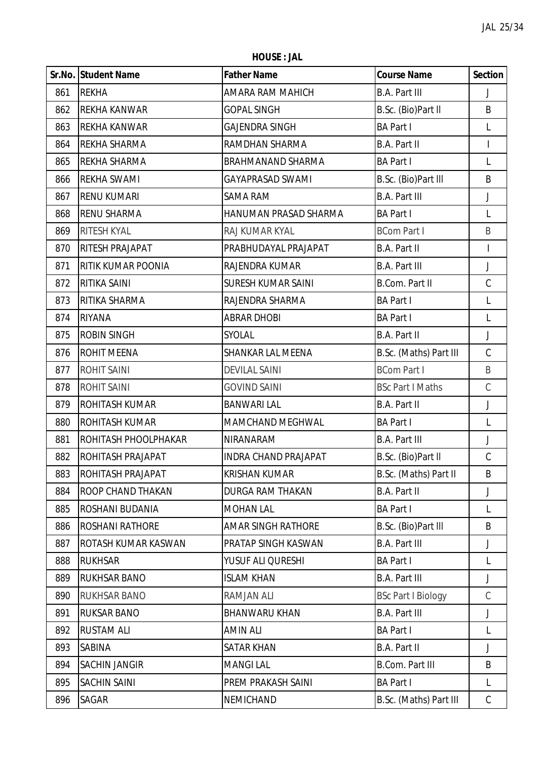**HOUSE : JAL**

| Sr.No. | Student Name | Father Name | Course Name | Section |
|---|---|---|---|---|
| 861 | REKHA | AMARA RAM MAHICH | B.A. Part III | J |
| 862 | REKHA KANWAR | GOPAL SINGH | B.Sc. (Bio)Part ll | B |
| 863 | REKHA KANWAR | GAJENDRA SINGH | BA Part I | L |
| 864 | REKHA SHARMA | RAMDHAN SHARMA | B.A. Part II | I |
| 865 | REKHA SHARMA | BRAHMANAND SHARMA | BA Part I | L |
| 866 | REKHA SWAMI | GAYAPRASAD SWAMI | B.Sc. (Bio)Part lll | B |
| 867 | RENU KUMARI | SAMA RAM | B.A. Part III | J |
| 868 | RENU SHARMA | HANUMAN PRASAD SHARMA | BA Part I | L |
| 869 | RITESH KYAL | RAJ KUMAR KYAL | BCom Part I | B |
| 870 | RITESH PRAJAPAT | PRABHUDAYAL PRAJAPAT | B.A. Part II | I |
| 871 | RITIK KUMAR POONIA | RAJENDRA KUMAR | B.A. Part III | J |
| 872 | RITIKA SAINI | SURESH KUMAR SAINI | B.Com. Part II | C |
| 873 | RITIKA SHARMA | RAJENDRA SHARMA | BA Part I | L |
| 874 | RIYANA | ABRAR DHOBI | BA Part I | L |
| 875 | ROBIN SINGH | SYOLAL | B.A. Part II | J |
| 876 | ROHIT MEENA | SHANKAR LAL MEENA | B.Sc. (Maths) Part III | C |
| 877 | ROHIT SAINI | DEVILAL SAINI | BCom Part I | B |
| 878 | ROHIT SAINI | GOVIND SAINI | BSc Part I Maths | C |
| 879 | ROHITASH KUMAR | BANWARI LAL | B.A. Part II | J |
| 880 | ROHITASH KUMAR | MAMCHAND MEGHWAL | BA Part I | L |
| 881 | ROHITASH PHOOLPHAKAR | NIRANARAM | B.A. Part III | J |
| 882 | ROHITASH PRAJAPAT | INDRA CHAND PRAJAPAT | B.Sc. (Bio)Part ll | C |
| 883 | ROHITASH PRAJAPAT | KRISHAN KUMAR | B.Sc. (Maths) Part II | B |
| 884 | ROOP CHAND THAKAN | DURGA RAM THAKAN | B.A. Part II | J |
| 885 | ROSHANI BUDANIA | MOHAN LAL | BA Part I | L |
| 886 | ROSHANI RATHORE | AMAR SINGH RATHORE | B.Sc. (Bio)Part lll | B |
| 887 | ROTASH KUMAR KASWAN | PRATAP SINGH KASWAN | B.A. Part III | J |
| 888 | RUKHSAR | YUSUF ALI QURESHI | BA Part I | L |
| 889 | RUKHSAR BANO | ISLAM KHAN | B.A. Part III | J |
| 890 | RUKHSAR BANO | RAMJAN ALI | BSc Part I Biology | C |
| 891 | RUKSAR BANO | BHANWARU KHAN | B.A. Part III | J |
| 892 | RUSTAM ALI | AMIN ALI | BA Part I | L |
| 893 | SABINA | SATAR KHAN | B.A. Part II | J |
| 894 | SACHIN JANGIR | MANGI LAL | B.Com. Part III | B |
| 895 | SACHIN SAINI | PREM PRAKASH SAINI | BA Part I | L |
| 896 | SAGAR | NEMICHAND | B.Sc. (Maths) Part III | C |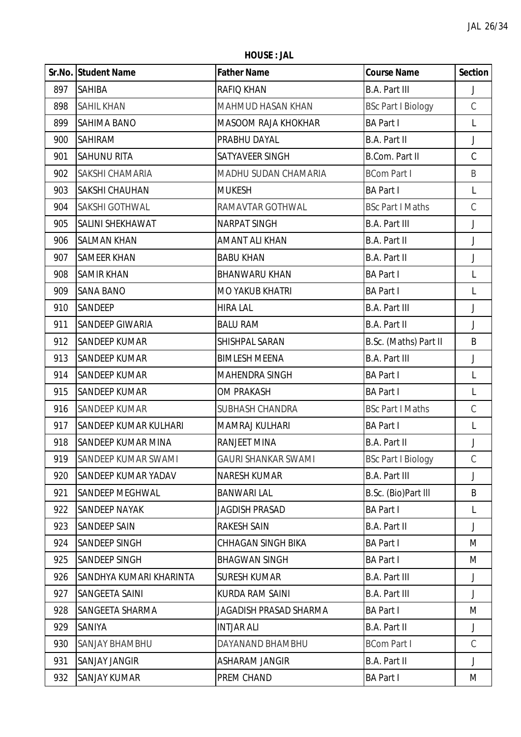**HOUSE : JAL**

| Sr.No. | Student Name | Father Name | Course Name | Section |
|---|---|---|---|---|
| 897 | SAHIBA | RAFIQ KHAN | B.A. Part III | J |
| 898 | SAHIL KHAN | MAHMUD HASAN KHAN | BSc Part I Biology | C |
| 899 | SAHIMA BANO | MASOOM RAJA KHOKHAR | BA Part I | L |
| 900 | SAHIRAM | PRABHU DAYAL | B.A. Part II | J |
| 901 | SAHUNU RITA | SATYAVEER SINGH | B.Com. Part II | C |
| 902 | SAKSHI CHAMARIA | MADHU SUDAN CHAMARIA | BCom Part I | B |
| 903 | SAKSHI CHAUHAN | MUKESH | BA Part I | L |
| 904 | SAKSHI GOTHWAL | RAMAVTAR GOTHWAL | BSc Part I Maths | C |
| 905 | SALINI SHEKHAWAT | NARPAT SINGH | B.A. Part III | J |
| 906 | SALMAN KHAN | AMANT ALI KHAN | B.A. Part II | J |
| 907 | SAMEER KHAN | BABU KHAN | B.A. Part II | J |
| 908 | SAMIR KHAN | BHANWARU KHAN | BA Part I | L |
| 909 | SANA BANO | MO YAKUB KHATRI | BA Part I | L |
| 910 | SANDEEP | HIRA LAL | B.A. Part III | J |
| 911 | SANDEEP GIWARIA | BALU RAM | B.A. Part II | J |
| 912 | SANDEEP KUMAR | SHISHPAL SARAN | B.Sc. (Maths) Part II | B |
| 913 | SANDEEP KUMAR | BIMLESH MEENA | B.A. Part III | J |
| 914 | SANDEEP KUMAR | MAHENDRA SINGH | BA Part I | L |
| 915 | SANDEEP KUMAR | OM PRAKASH | BA Part I | L |
| 916 | SANDEEP KUMAR | SUBHASH CHANDRA | BSc Part I Maths | C |
| 917 | SANDEEP KUMAR KULHARI | MAMRAJ KULHARI | BA Part I | L |
| 918 | SANDEEP KUMAR MINA | RANJEET MINA | B.A. Part II | J |
| 919 | SANDEEP KUMAR SWAMI | GAURI SHANKAR SWAMI | BSc Part I Biology | C |
| 920 | SANDEEP KUMAR YADAV | NARESH KUMAR | B.A. Part III | J |
| 921 | SANDEEP MEGHWAL | BANWARI LAL | B.Sc. (Bio)Part III | B |
| 922 | SANDEEP NAYAK | JAGDISH PRASAD | BA Part I | L |
| 923 | SANDEEP SAIN | RAKESH SAIN | B.A. Part II | J |
| 924 | SANDEEP SINGH | CHHAGAN SINGH BIKA | BA Part I | M |
| 925 | SANDEEP SINGH | BHAGWAN SINGH | BA Part I | M |
| 926 | SANDHYA KUMARI KHARINTA | SURESH KUMAR | B.A. Part III | J |
| 927 | SANGEETA SAINI | KURDA RAM SAINI | B.A. Part III | J |
| 928 | SANGEETA SHARMA | JAGADISH PRASAD SHARMA | BA Part I | M |
| 929 | SANIYA | INTJAR ALI | B.A. Part II | J |
| 930 | SANJAY BHAMBHU | DAYANAND BHAMBHU | BCom Part I | C |
| 931 | SANJAY JANGIR | ASHARAM JANGIR | B.A. Part II | J |
| 932 | SANJAY KUMAR | PREM CHAND | BA Part I | M |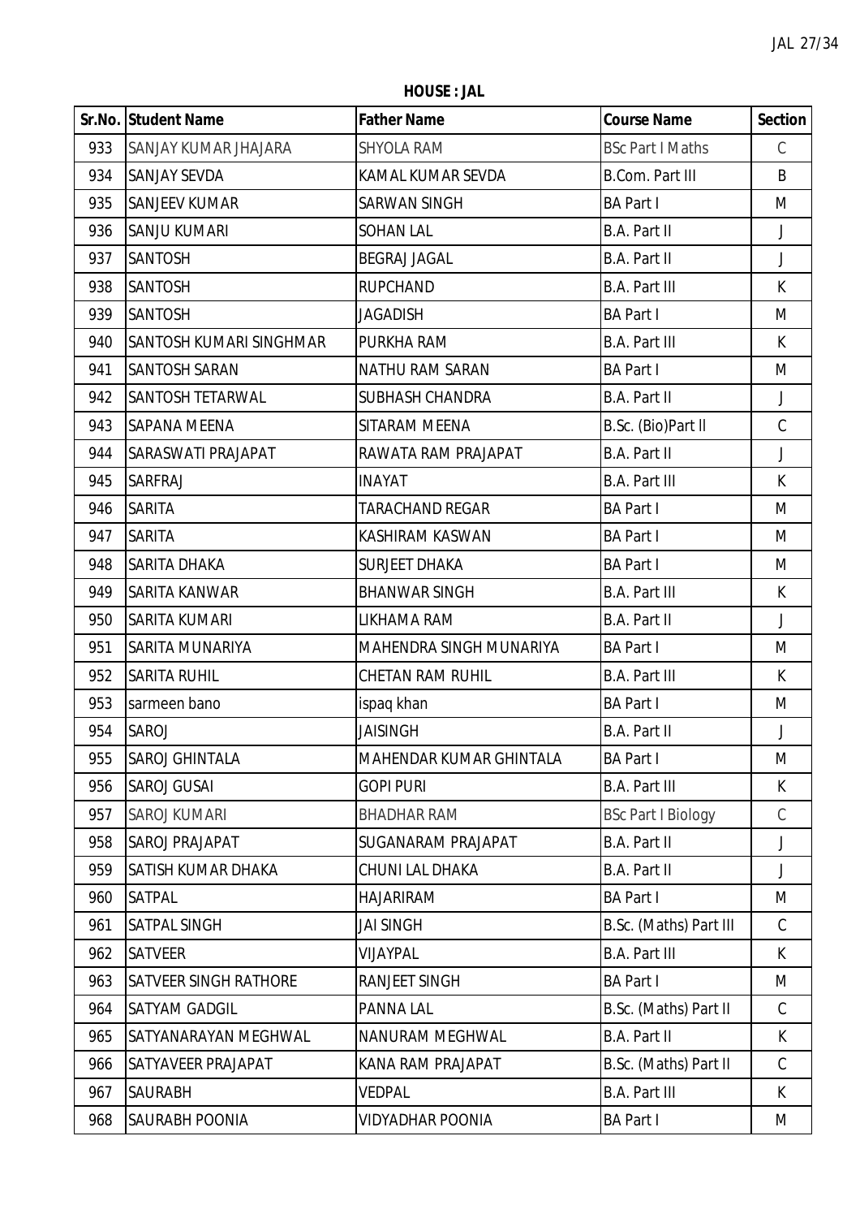**HOUSE : JAL**

| Sr.No. | Student Name | Father Name | Course Name | Section |
|---|---|---|---|---|
| 933 | SANJAY KUMAR JHAJARA | SHYOLA RAM | BSc Part I Maths | C |
| 934 | SANJAY SEVDA | KAMAL KUMAR SEVDA | B.Com. Part III | B |
| 935 | SANJEEV KUMAR | SARWAN SINGH | BA Part I | M |
| 936 | SANJU KUMARI | SOHAN LAL | B.A. Part II | J |
| 937 | SANTOSH | BEGRAJ JAGAL | B.A. Part II | J |
| 938 | SANTOSH | RUPCHAND | B.A. Part III | K |
| 939 | SANTOSH | JAGADISH | BA Part I | M |
| 940 | SANTOSH KUMARI SINGHMAR | PURKHA RAM | B.A. Part III | K |
| 941 | SANTOSH SARAN | NATHU RAM SARAN | BA Part I | M |
| 942 | SANTOSH TETARWAL | SUBHASH CHANDRA | B.A. Part II | J |
| 943 | SAPANA MEENA | SITARAM MEENA | B.Sc. (Bio)Part ll | C |
| 944 | SARASWATI PRAJAPAT | RAWATA RAM PRAJAPAT | B.A. Part II | J |
| 945 | SARFRAJ | INAYAT | B.A. Part III | K |
| 946 | SARITA | TARACHAND REGAR | BA Part I | M |
| 947 | SARITA | KASHIRAM KASWAN | BA Part I | M |
| 948 | SARITA DHAKA | SURJEET DHAKA | BA Part I | M |
| 949 | SARITA KANWAR | BHANWAR SINGH | B.A. Part III | K |
| 950 | SARITA KUMARI | LIKHAMA RAM | B.A. Part II | J |
| 951 | SARITA MUNARIYA | MAHENDRA SINGH MUNARIYA | BA Part I | M |
| 952 | SARITA RUHIL | CHETAN RAM RUHIL | B.A. Part III | K |
| 953 | sarmeen bano | ispaq khan | BA Part I | M |
| 954 | SAROJ | JAISINGH | B.A. Part II | J |
| 955 | SAROJ GHINTALA | MAHENDAR KUMAR GHINTALA | BA Part I | M |
| 956 | SAROJ GUSAI | GOPI PURI | B.A. Part III | K |
| 957 | SAROJ KUMARI | BHADHAR RAM | BSc Part I Biology | C |
| 958 | SAROJ PRAJAPAT | SUGANARAM PRAJAPAT | B.A. Part II | J |
| 959 | SATISH KUMAR DHAKA | CHUNI LAL DHAKA | B.A. Part II | J |
| 960 | SATPAL | HAJARIRAM | BA Part I | M |
| 961 | SATPAL SINGH | JAI SINGH | B.Sc. (Maths) Part III | C |
| 962 | SATVEER | VIJAYPAL | B.A. Part III | K |
| 963 | SATVEER SINGH RATHORE | RANJEET SINGH | BA Part I | M |
| 964 | SATYAM GADGIL | PANNA LAL | B.Sc. (Maths) Part II | C |
| 965 | SATYANARAYAN MEGHWAL | NANURAM MEGHWAL | B.A. Part II | K |
| 966 | SATYAVEER PRAJAPAT | KANA RAM PRAJAPAT | B.Sc. (Maths) Part II | C |
| 967 | SAURABH | VEDPAL | B.A. Part III | K |
| 968 | SAURABH POONIA | VIDYADHAR POONIA | BA Part I | M |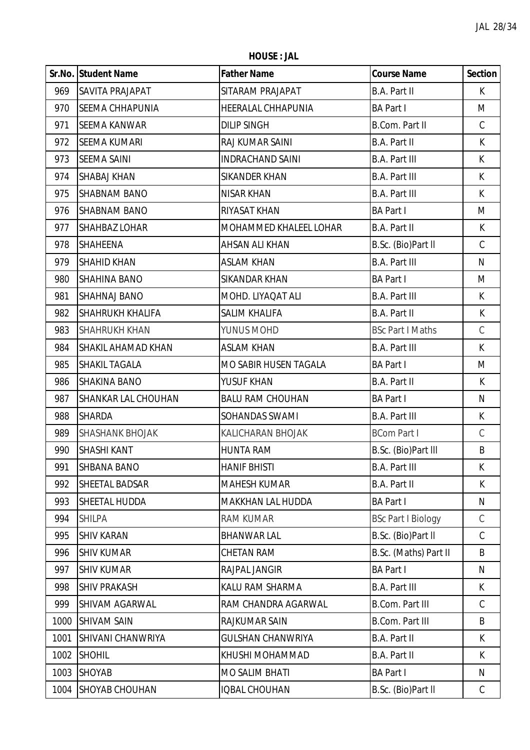**HOUSE : JAL**

| Sr.No. | Student Name | Father Name | Course Name | Section |
|---|---|---|---|---|
| 969 | SAVITA PRAJAPAT | SITARAM PRAJAPAT | B.A. Part II | K |
| 970 | SEEMA CHHAPUNIA | HEERALAL CHHAPUNIA | BA Part I | M |
| 971 | SEEMA KANWAR | DILIP SINGH | B.Com. Part II | C |
| 972 | SEEMA KUMARI | RAJ KUMAR SAINI | B.A. Part II | K |
| 973 | SEEMA SAINI | INDRACHAND SAINI | B.A. Part III | K |
| 974 | SHABAJ KHAN | SIKANDER KHAN | B.A. Part III | K |
| 975 | SHABNAM BANO | NISAR KHAN | B.A. Part III | K |
| 976 | SHABNAM BANO | RIYASAT KHAN | BA Part I | M |
| 977 | SHAHBAZ LOHAR | MOHAMMED KHALEEL LOHAR | B.A. Part II | K |
| 978 | SHAHEENA | AHSAN ALI KHAN | B.Sc. (Bio)Part II | C |
| 979 | SHAHID KHAN | ASLAM KHAN | B.A. Part III | N |
| 980 | SHAHINA BANO | SIKANDAR KHAN | BA Part I | M |
| 981 | SHAHNAJ BANO | MOHD. LIYAQAT ALI | B.A. Part III | K |
| 982 | SHAHRUKH KHALIFA | SALIM KHALIFA | B.A. Part II | K |
| 983 | SHAHRUKH KHAN | YUNUS MOHD | BSc Part I Maths | C |
| 984 | SHAKIL AHAMAD KHAN | ASLAM KHAN | B.A. Part III | K |
| 985 | SHAKIL TAGALA | MO SABIR HUSEN TAGALA | BA Part I | M |
| 986 | SHAKINA BANO | YUSUF KHAN | B.A. Part II | K |
| 987 | SHANKAR LAL CHOUHAN | BALU RAM CHOUHAN | BA Part I | N |
| 988 | SHARDA | SOHANDAS SWAMI | B.A. Part III | K |
| 989 | SHASHANK BHOJAK | KALICHARAN BHOJAK | BCom Part I | C |
| 990 | SHASHI KANT | HUNTA RAM | B.Sc. (Bio)Part III | B |
| 991 | SHBANA BANO | HANIF BHISTI | B.A. Part III | K |
| 992 | SHEETAL BADSAR | MAHESH KUMAR | B.A. Part II | K |
| 993 | SHEETAL HUDDA | MAKKHAN LAL HUDDA | BA Part I | N |
| 994 | SHILPA | RAM KUMAR | BSc Part I Biology | C |
| 995 | SHIV KARAN | BHANWAR LAL | B.Sc. (Bio)Part II | C |
| 996 | SHIV KUMAR | CHETAN RAM | B.Sc. (Maths) Part II | B |
| 997 | SHIV KUMAR | RAJPAL JANGIR | BA Part I | N |
| 998 | SHIV PRAKASH | KALU RAM SHARMA | B.A. Part III | K |
| 999 | SHIVAM AGARWAL | RAM CHANDRA AGARWAL | B.Com. Part III | C |
| 1000 | SHIVAM SAIN | RAJKUMAR SAIN | B.Com. Part III | B |
| 1001 | SHIVANI CHANWRIYA | GULSHAN CHANWRIYA | B.A. Part II | K |
| 1002 | SHOHIL | KHUSHI MOHAMMAD | B.A. Part II | K |
| 1003 | SHOYAB | MO SALIM BHATI | BA Part I | N |
| 1004 | SHOYAB CHOUHAN | IQBAL CHOUHAN | B.Sc. (Bio)Part II | C |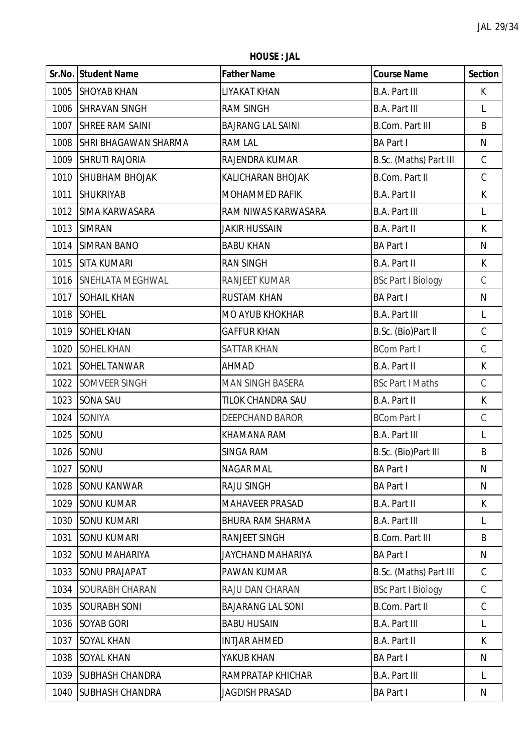**HOUSE : JAL**

| Sr.No. | Student Name | Father Name | Course Name | Section |
|---|---|---|---|---|
| 1005 | SHOYAB KHAN | LIYAKAT KHAN | B.A. Part III | K |
| 1006 | SHRAVAN SINGH | RAM SINGH | B.A. Part III | L |
| 1007 | SHREE RAM SAINI | BAJRANG LAL SAINI | B.Com. Part III | B |
| 1008 | SHRI BHAGAWAN SHARMA | RAM LAL | BA Part I | N |
| 1009 | SHRUTI RAJORIA | RAJENDRA KUMAR | B.Sc. (Maths) Part III | C |
| 1010 | SHUBHAM BHOJAK | KALICHARAN BHOJAK | B.Com. Part II | C |
| 1011 | SHUKRIYAB | MOHAMMED RAFIK | B.A. Part II | K |
| 1012 | SIMA KARWASARA | RAM NIWAS KARWASARA | B.A. Part III | L |
| 1013 | SIMRAN | JAKIR HUSSAIN | B.A. Part II | K |
| 1014 | SIMRAN BANO | BABU KHAN | BA Part I | N |
| 1015 | SITA KUMARI | RAN SINGH | B.A. Part II | K |
| 1016 | SNEHLATA MEGHWAL | RANJEET KUMAR | BSc Part I Biology | C |
| 1017 | SOHAIL KHAN | RUSTAM KHAN | BA Part I | N |
| 1018 | SOHEL | MO AYUB KHOKHAR | B.A. Part III | L |
| 1019 | SOHEL KHAN | GAFFUR KHAN | B.Sc. (Bio)Part II | C |
| 1020 | SOHEL KHAN | SATTAR KHAN | BCom Part I | C |
| 1021 | SOHEL TANWAR | AHMAD | B.A. Part II | K |
| 1022 | SOMVEER SINGH | MAN SINGH BASERA | BSc Part I Maths | C |
| 1023 | SONA SAU | TILOK CHANDRA SAU | B.A. Part II | K |
| 1024 | SONIYA | DEEPCHAND BAROR | BCom Part I | C |
| 1025 | SONU | KHAMANA RAM | B.A. Part III | L |
| 1026 | SONU | SINGA RAM | B.Sc. (Bio)Part III | B |
| 1027 | SONU | NAGAR MAL | BA Part I | N |
| 1028 | SONU KANWAR | RAJU SINGH | BA Part I | N |
| 1029 | SONU KUMAR | MAHAVEER PRASAD | B.A. Part II | K |
| 1030 | SONU KUMARI | BHURA RAM SHARMA | B.A. Part III | L |
| 1031 | SONU KUMARI | RANJEET SINGH | B.Com. Part III | B |
| 1032 | SONU MAHARIYA | JAYCHAND MAHARIYA | BA Part I | N |
| 1033 | SONU PRAJAPAT | PAWAN KUMAR | B.Sc. (Maths) Part III | C |
| 1034 | SOURABH CHARAN | RAJU DAN CHARAN | BSc Part I Biology | C |
| 1035 | SOURABH SONI | BAJARANG LAL SONI | B.Com. Part II | C |
| 1036 | SOYAB GORI | BABU HUSAIN | B.A. Part III | L |
| 1037 | SOYAL KHAN | INTJAR AHMED | B.A. Part II | K |
| 1038 | SOYAL KHAN | YAKUB KHAN | BA Part I | N |
| 1039 | SUBHASH CHANDRA | RAMPRATAP KHICHAR | B.A. Part III | L |
| 1040 | SUBHASH CHANDRA | JAGDISH PRASAD | BA Part I | N |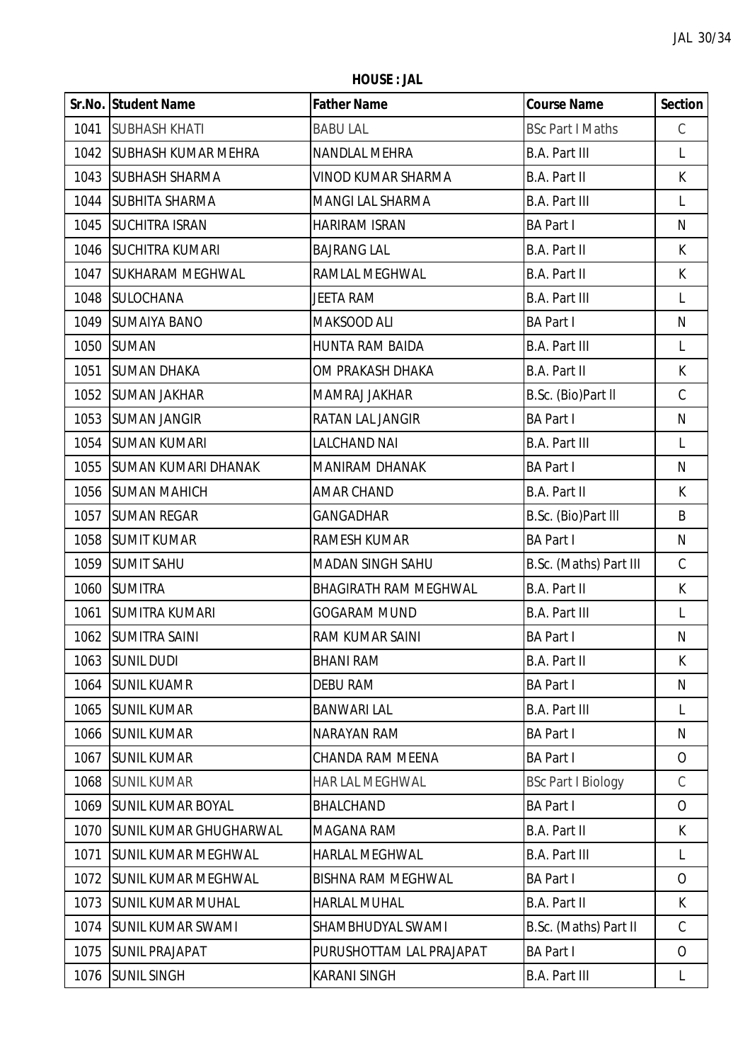**HOUSE : JAL**

| Sr.No. | Student Name | Father Name | Course Name | Section |
|---|---|---|---|---|
| 1041 | SUBHASH KHATI | BABU LAL | BSc Part I Maths | C |
| 1042 | SUBHASH KUMAR MEHRA | NANDLAL MEHRA | B.A. Part III | L |
| 1043 | SUBHASH SHARMA | VINOD KUMAR SHARMA | B.A. Part II | K |
| 1044 | SUBHITA SHARMA | MANGI LAL SHARMA | B.A. Part III | L |
| 1045 | SUCHITRA ISRAN | HARIRAM ISRAN | BA Part I | N |
| 1046 | SUCHITRA KUMARI | BAJRANG LAL | B.A. Part II | K |
| 1047 | SUKHARAM MEGHWAL | RAMLAL MEGHWAL | B.A. Part II | K |
| 1048 | SULOCHANA | JEETA RAM | B.A. Part III | L |
| 1049 | SUMAIYA BANO | MAKSOOD ALI | BA Part I | N |
| 1050 | SUMAN | HUNTA RAM BAIDA | B.A. Part III | L |
| 1051 | SUMAN DHAKA | OM PRAKASH DHAKA | B.A. Part II | K |
| 1052 | SUMAN JAKHAR | MAMRAJ JAKHAR | B.Sc. (Bio)Part II | C |
| 1053 | SUMAN JANGIR | RATAN LAL JANGIR | BA Part I | N |
| 1054 | SUMAN KUMARI | LALCHAND NAI | B.A. Part III | L |
| 1055 | SUMAN KUMARI DHANAK | MANIRAM DHANAK | BA Part I | N |
| 1056 | SUMAN MAHICH | AMAR CHAND | B.A. Part II | K |
| 1057 | SUMAN REGAR | GANGADHAR | B.Sc. (Bio)Part III | B |
| 1058 | SUMIT KUMAR | RAMESH KUMAR | BA Part I | N |
| 1059 | SUMIT SAHU | MADAN SINGH SAHU | B.Sc. (Maths) Part III | C |
| 1060 | SUMITRA | BHAGIRATH RAM MEGHWAL | B.A. Part II | K |
| 1061 | SUMITRA KUMARI | GOGARAM MUND | B.A. Part III | L |
| 1062 | SUMITRA SAINI | RAM KUMAR SAINI | BA Part I | N |
| 1063 | SUNIL DUDI | BHANI RAM | B.A. Part II | K |
| 1064 | SUNIL KUAMR | DEBU RAM | BA Part I | N |
| 1065 | SUNIL KUMAR | BANWARI LAL | B.A. Part III | L |
| 1066 | SUNIL KUMAR | NARAYAN RAM | BA Part I | N |
| 1067 | SUNIL KUMAR | CHANDA RAM MEENA | BA Part I | O |
| 1068 | SUNIL KUMAR | HAR LAL MEGHWAL | BSc Part I Biology | C |
| 1069 | SUNIL KUMAR BOYAL | BHALCHAND | BA Part I | O |
| 1070 | SUNIL KUMAR GHUGHARWAL | MAGANA RAM | B.A. Part II | K |
| 1071 | SUNIL KUMAR MEGHWAL | HARLAL MEGHWAL | B.A. Part III | L |
| 1072 | SUNIL KUMAR MEGHWAL | BISHNA RAM MEGHWAL | BA Part I | O |
| 1073 | SUNIL KUMAR MUHAL | HARLAL MUHAL | B.A. Part II | K |
| 1074 | SUNIL KUMAR SWAMI | SHAMBHUDYAL SWAMI | B.Sc. (Maths) Part II | C |
| 1075 | SUNIL PRAJAPAT | PURUSHOTTAM LAL PRAJAPAT | BA Part I | O |
| 1076 | SUNIL SINGH | KARANI SINGH | B.A. Part III | L |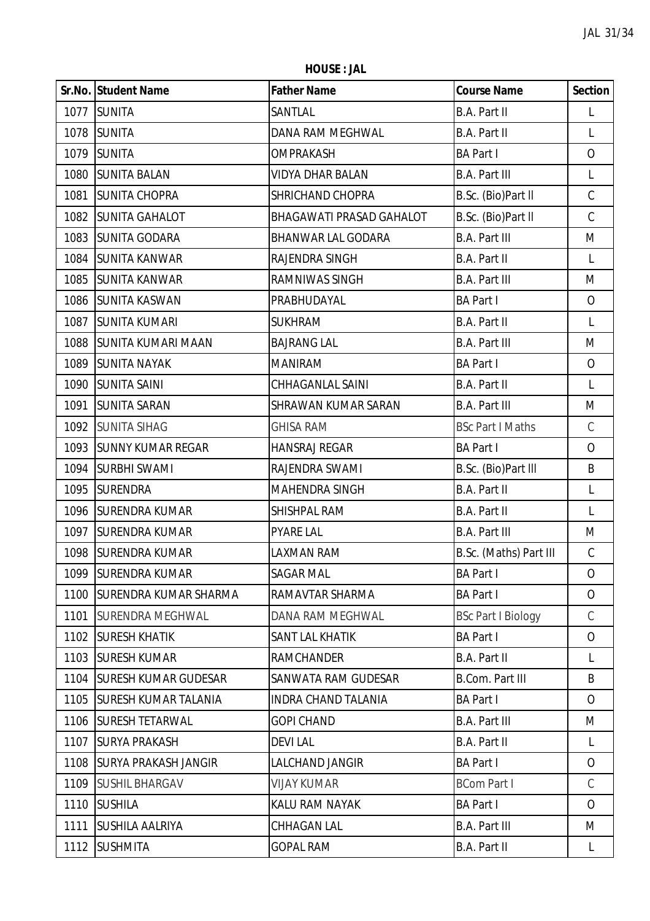**HOUSE : JAL**

| Sr.No. | Student Name | Father Name | Course Name | Section |
|---|---|---|---|---|
| 1077 | SUNITA | SANTLAL | B.A. Part II | L |
| 1078 | SUNITA | DANA RAM MEGHWAL | B.A. Part II | L |
| 1079 | SUNITA | OMPRAKASH | BA Part I | O |
| 1080 | SUNITA BALAN | VIDYA DHAR BALAN | B.A. Part III | L |
| 1081 | SUNITA CHOPRA | SHRICHAND CHOPRA | B.Sc. (Bio)Part II | C |
| 1082 | SUNITA GAHALOT | BHAGAWATI PRASAD GAHALOT | B.Sc. (Bio)Part II | C |
| 1083 | SUNITA GODARA | BHANWAR LAL GODARA | B.A. Part III | M |
| 1084 | SUNITA KANWAR | RAJENDRA SINGH | B.A. Part II | L |
| 1085 | SUNITA KANWAR | RAMNIWAS SINGH | B.A. Part III | M |
| 1086 | SUNITA KASWAN | PRABHUDAYAL | BA Part I | O |
| 1087 | SUNITA KUMARI | SUKHRAM | B.A. Part II | L |
| 1088 | SUNITA KUMARI MAAN | BAJRANG LAL | B.A. Part III | M |
| 1089 | SUNITA NAYAK | MANIRAM | BA Part I | O |
| 1090 | SUNITA SAINI | CHHAGANLAL SAINI | B.A. Part II | L |
| 1091 | SUNITA SARAN | SHRAWAN KUMAR SARAN | B.A. Part III | M |
| 1092 | SUNITA SIHAG | GHISA RAM | BSc Part I Maths | C |
| 1093 | SUNNY KUMAR REGAR | HANSRAJ REGAR | BA Part I | O |
| 1094 | SURBHI SWAMI | RAJENDRA SWAMI | B.Sc. (Bio)Part III | B |
| 1095 | SURENDRA | MAHENDRA SINGH | B.A. Part II | L |
| 1096 | SURENDRA KUMAR | SHISHPAL RAM | B.A. Part II | L |
| 1097 | SURENDRA KUMAR | PYARE LAL | B.A. Part III | M |
| 1098 | SURENDRA KUMAR | LAXMAN RAM | B.Sc. (Maths) Part III | C |
| 1099 | SURENDRA KUMAR | SAGAR MAL | BA Part I | O |
| 1100 | SURENDRA KUMAR SHARMA | RAMAVTAR SHARMA | BA Part I | O |
| 1101 | SURENDRA MEGHWAL | DANA RAM MEGHWAL | BSc Part I Biology | C |
| 1102 | SURESH KHATIK | SANT LAL KHATIK | BA Part I | O |
| 1103 | SURESH KUMAR | RAMCHANDER | B.A. Part II | L |
| 1104 | SURESH KUMAR GUDESAR | SANWATA RAM GUDESAR | B.Com. Part III | B |
| 1105 | SURESH KUMAR TALANIA | INDRA CHAND TALANIA | BA Part I | O |
| 1106 | SURESH TETARWAL | GOPI CHAND | B.A. Part III | M |
| 1107 | SURYA PRAKASH | DEVI LAL | B.A. Part II | L |
| 1108 | SURYA PRAKASH JANGIR | LALCHAND JANGIR | BA Part I | O |
| 1109 | SUSHIL BHARGAV | VIJAY KUMAR | BCom Part I | C |
| 1110 | SUSHILA | KALU RAM NAYAK | BA Part I | O |
| 1111 | SUSHILA AALRIYA | CHHAGAN LAL | B.A. Part III | M |
| 1112 | SUSHMITA | GOPAL RAM | B.A. Part II | L |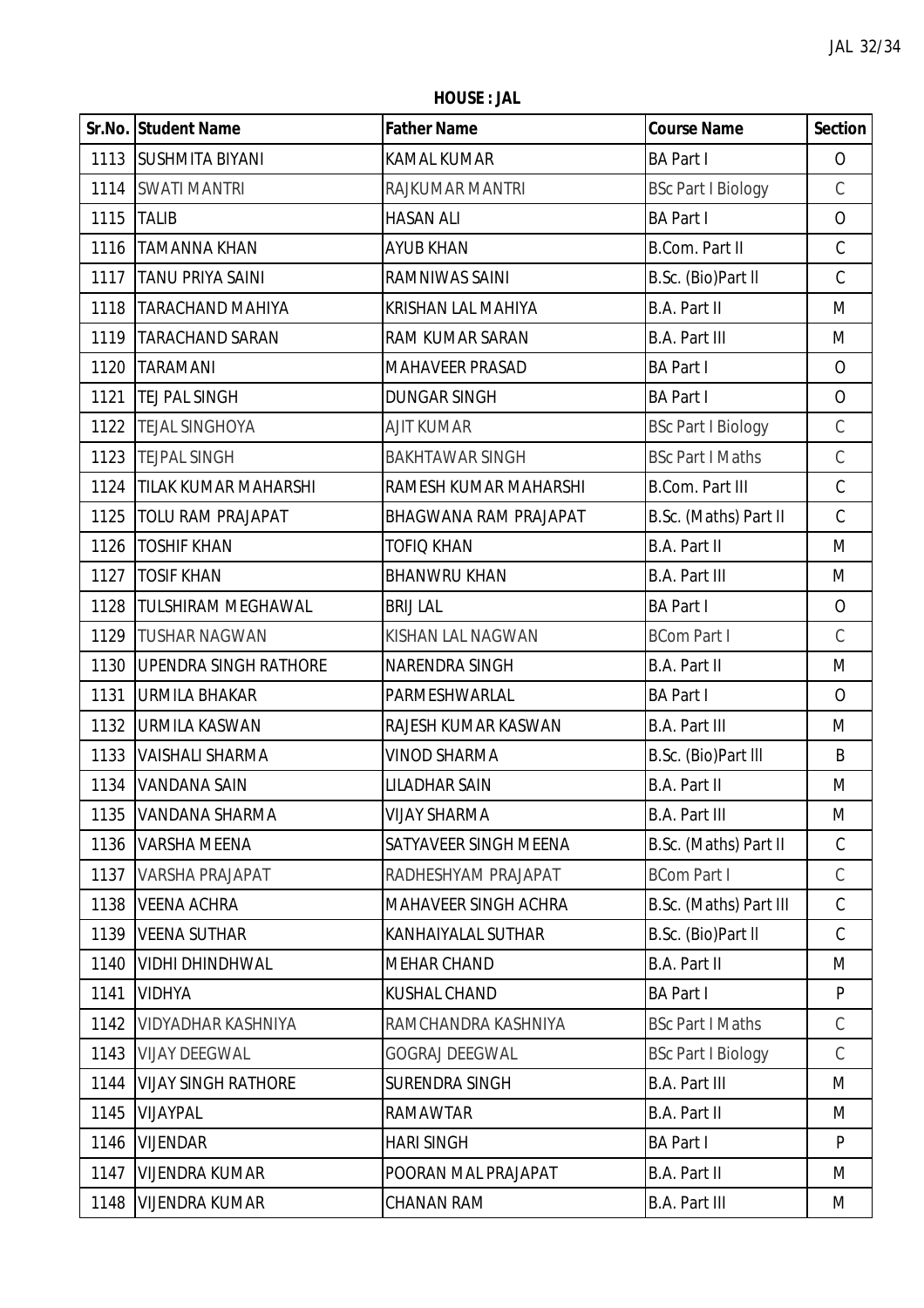**HOUSE : JAL**

| Sr.No. | Student Name | Father Name | Course Name | Section |
|---|---|---|---|---|
| 1113 | SUSHMITA BIYANI | KAMAL KUMAR | BA Part I | O |
| 1114 | SWATI MANTRI | RAJKUMAR MANTRI | BSc Part I Biology | C |
| 1115 | TALIB | HASAN ALI | BA Part I | O |
| 1116 | TAMANNA KHAN | AYUB KHAN | B.Com. Part II | C |
| 1117 | TANU PRIYA SAINI | RAMNIWAS SAINI | B.Sc. (Bio)Part II | C |
| 1118 | TARACHAND MAHIYA | KRISHAN LAL MAHIYA | B.A. Part II | M |
| 1119 | TARACHAND SARAN | RAM KUMAR SARAN | B.A. Part III | M |
| 1120 | TARAMANI | MAHAVEER PRASAD | BA Part I | O |
| 1121 | TEJ PAL SINGH | DUNGAR SINGH | BA Part I | O |
| 1122 | TEJAL SINGHOYA | AJIT KUMAR | BSc Part I Biology | C |
| 1123 | TEJPAL SINGH | BAKHTAWAR SINGH | BSc Part I Maths | C |
| 1124 | TILAK KUMAR MAHARSHI | RAMESH KUMAR MAHARSHI | B.Com. Part III | C |
| 1125 | TOLU RAM PRAJAPAT | BHAGWANA RAM PRAJAPAT | B.Sc. (Maths) Part II | C |
| 1126 | TOSHIF KHAN | TOFIQ KHAN | B.A. Part II | M |
| 1127 | TOSIF KHAN | BHANWRU KHAN | B.A. Part III | M |
| 1128 | TULSHIRAM MEGHAWAL | BRIJ LAL | BA Part I | O |
| 1129 | TUSHAR NAGWAN | KISHAN LAL NAGWAN | BCom Part I | C |
| 1130 | UPENDRA SINGH RATHORE | NARENDRA SINGH | B.A. Part II | M |
| 1131 | URMILA BHAKAR | PARMESHWARLAL | BA Part I | O |
| 1132 | URMILA KASWAN | RAJESH KUMAR KASWAN | B.A. Part III | M |
| 1133 | VAISHALI SHARMA | VINOD SHARMA | B.Sc. (Bio)Part III | B |
| 1134 | VANDANA SAIN | LILADHAR SAIN | B.A. Part II | M |
| 1135 | VANDANA SHARMA | VIJAY SHARMA | B.A. Part III | M |
| 1136 | VARSHA MEENA | SATYAVEER SINGH MEENA | B.Sc. (Maths) Part II | C |
| 1137 | VARSHA PRAJAPAT | RADHESHYAM PRAJAPAT | BCom Part I | C |
| 1138 | VEENA ACHRA | MAHAVEER SINGH ACHRA | B.Sc. (Maths) Part III | C |
| 1139 | VEENA SUTHAR | KANHAIYALAL SUTHAR | B.Sc. (Bio)Part II | C |
| 1140 | VIDHI DHINDHWAL | MEHAR CHAND | B.A. Part II | M |
| 1141 | VIDHYA | KUSHAL CHAND | BA Part I | P |
| 1142 | VIDYADHAR KASHNIYA | RAMCHANDRA KASHNIYA | BSc Part I Maths | C |
| 1143 | VIJAY DEEGWAL | GOGRAJ DEEGWAL | BSc Part I Biology | C |
| 1144 | VIJAY SINGH RATHORE | SURENDRA SINGH | B.A. Part III | M |
| 1145 | VIJAYPAL | RAMAWTAR | B.A. Part II | M |
| 1146 | VIJENDAR | HARI SINGH | BA Part I | P |
| 1147 | VIJENDRA KUMAR | POORAN MAL PRAJAPAT | B.A. Part II | M |
| 1148 | VIJENDRA KUMAR | CHANAN RAM | B.A. Part III | M |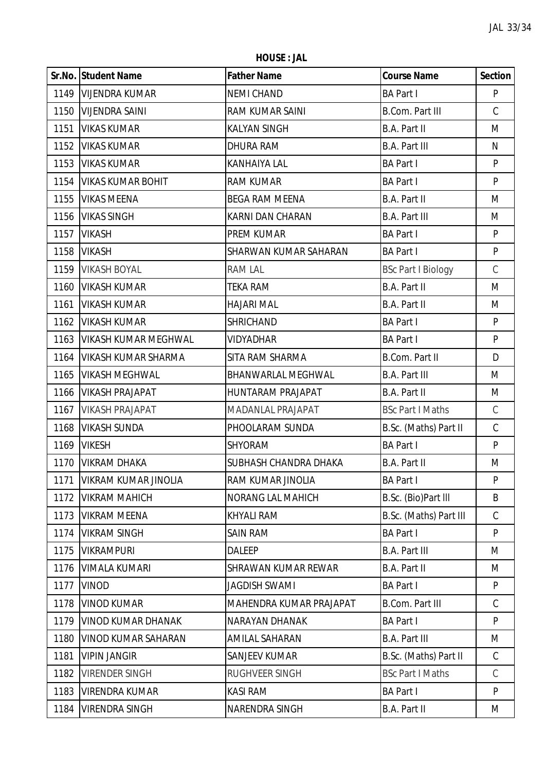**HOUSE : JAL**

| Sr.No. | Student Name | Father Name | Course Name | Section |
|---|---|---|---|---|
| 1149 | VIJENDRA KUMAR | NEMI CHAND | BA Part I | P |
| 1150 | VIJENDRA SAINI | RAM KUMAR SAINI | B.Com. Part III | C |
| 1151 | VIKAS KUMAR | KALYAN SINGH | B.A. Part II | M |
| 1152 | VIKAS KUMAR | DHURA RAM | B.A. Part III | N |
| 1153 | VIKAS KUMAR | KANHAIYA LAL | BA Part I | P |
| 1154 | VIKAS KUMAR BOHIT | RAM KUMAR | BA Part I | P |
| 1155 | VIKAS MEENA | BEGA RAM MEENA | B.A. Part II | M |
| 1156 | VIKAS SINGH | KARNI DAN CHARAN | B.A. Part III | M |
| 1157 | VIKASH | PREM KUMAR | BA Part I | P |
| 1158 | VIKASH | SHARWAN KUMAR SAHARAN | BA Part I | P |
| 1159 | VIKASH BOYAL | RAM LAL | BSc Part I Biology | C |
| 1160 | VIKASH KUMAR | TEKA RAM | B.A. Part II | M |
| 1161 | VIKASH KUMAR | HAJARI MAL | B.A. Part II | M |
| 1162 | VIKASH KUMAR | SHRICHAND | BA Part I | P |
| 1163 | VIKASH KUMAR MEGHWAL | VIDYADHAR | BA Part I | P |
| 1164 | VIKASH KUMAR SHARMA | SITA RAM SHARMA | B.Com. Part II | D |
| 1165 | VIKASH MEGHWAL | BHANWARLAL MEGHWAL | B.A. Part III | M |
| 1166 | VIKASH PRAJAPAT | HUNTARAM PRAJAPAT | B.A. Part II | M |
| 1167 | VIKASH PRAJAPAT | MADANLAL PRAJAPAT | BSc Part I Maths | C |
| 1168 | VIKASH SUNDA | PHOOLARAM SUNDA | B.Sc. (Maths) Part II | C |
| 1169 | VIKESH | SHYORAM | BA Part I | P |
| 1170 | VIKRAM DHAKA | SUBHASH CHANDRA DHAKA | B.A. Part II | M |
| 1171 | VIKRAM KUMAR JINOLIA | RAM KUMAR JINOLIA | BA Part I | P |
| 1172 | VIKRAM MAHICH | NORANG LAL MAHICH | B.Sc. (Bio)Part III | B |
| 1173 | VIKRAM MEENA | KHYALI RAM | B.Sc. (Maths) Part III | C |
| 1174 | VIKRAM SINGH | SAIN RAM | BA Part I | P |
| 1175 | VIKRAMPURI | DALEEP | B.A. Part III | M |
| 1176 | VIMALA KUMARI | SHRAWAN KUMAR REWAR | B.A. Part II | M |
| 1177 | VINOD | JAGDISH SWAMI | BA Part I | P |
| 1178 | VINOD KUMAR | MAHENDRA KUMAR PRAJAPAT | B.Com. Part III | C |
| 1179 | VINOD KUMAR DHANAK | NARAYAN DHANAK | BA Part I | P |
| 1180 | VINOD KUMAR SAHARAN | AMILAL SAHARAN | B.A. Part III | M |
| 1181 | VIPIN JANGIR | SANJEEV KUMAR | B.Sc. (Maths) Part II | C |
| 1182 | VIRENDER SINGH | RUGHVEER SINGH | BSc Part I Maths | C |
| 1183 | VIRENDRA KUMAR | KASI RAM | BA Part I | P |
| 1184 | VIRENDRA SINGH | NARENDRA SINGH | B.A. Part II | M |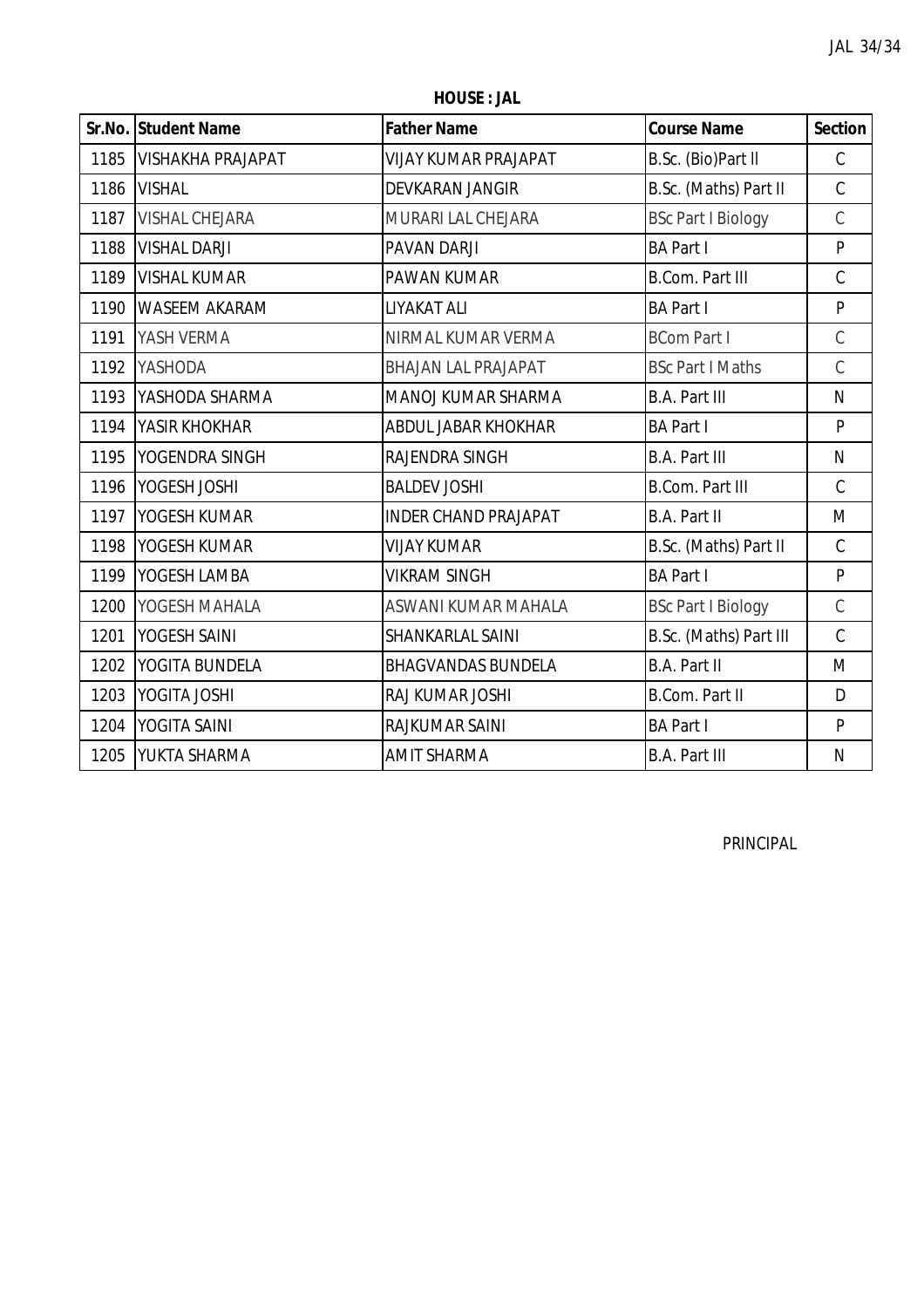**HOUSE : JAL**

| Sr.No. | Student Name | Father Name | Course Name | Section |
|---|---|---|---|---|
| 1185 | VISHAKHA PRAJAPAT | VIJAY KUMAR PRAJAPAT | B.Sc. (Bio)Part II | C |
| 1186 | VISHAL | DEVKARAN JANGIR | B.Sc. (Maths) Part II | C |
| 1187 | VISHAL CHEJARA | MURARI LAL CHEJARA | BSc Part I Biology | C |
| 1188 | VISHAL DARJI | PAVAN DARJI | BA Part I | P |
| 1189 | VISHAL KUMAR | PAWAN KUMAR | B.Com. Part III | C |
| 1190 | WASEEM AKARAM | LIYAKAT ALI | BA Part I | P |
| 1191 | YASH VERMA | NIRMAL KUMAR VERMA | BCom Part I | C |
| 1192 | YASHODA | BHAJAN LAL PRAJAPAT | BSc Part I Maths | C |
| 1193 | YASHODA SHARMA | MANOJ KUMAR SHARMA | B.A. Part III | N |
| 1194 | YASIR KHOKHAR | ABDUL JABAR KHOKHAR | BA Part I | P |
| 1195 | YOGENDRA SINGH | RAJENDRA SINGH | B.A. Part III | N |
| 1196 | YOGESH JOSHI | BALDEV JOSHI | B.Com. Part III | C |
| 1197 | YOGESH KUMAR | INDER CHAND PRAJAPAT | B.A. Part II | M |
| 1198 | YOGESH KUMAR | VIJAY KUMAR | B.Sc. (Maths) Part II | C |
| 1199 | YOGESH LAMBA | VIKRAM SINGH | BA Part I | P |
| 1200 | YOGESH MAHALA | ASWANI KUMAR MAHALA | BSc Part I Biology | C |
| 1201 | YOGESH SAINI | SHANKARLAL SAINI | B.Sc. (Maths) Part III | C |
| 1202 | YOGITA BUNDELA | BHAGVANDAS BUNDELA | B.A. Part II | M |
| 1203 | YOGITA JOSHI | RAJ KUMAR JOSHI | B.Com. Part II | D |
| 1204 | YOGITA SAINI | RAJKUMAR SAINI | BA Part I | P |
| 1205 | YUKTA SHARMA | AMIT SHARMA | B.A. Part III | N |

PRINCIPAL